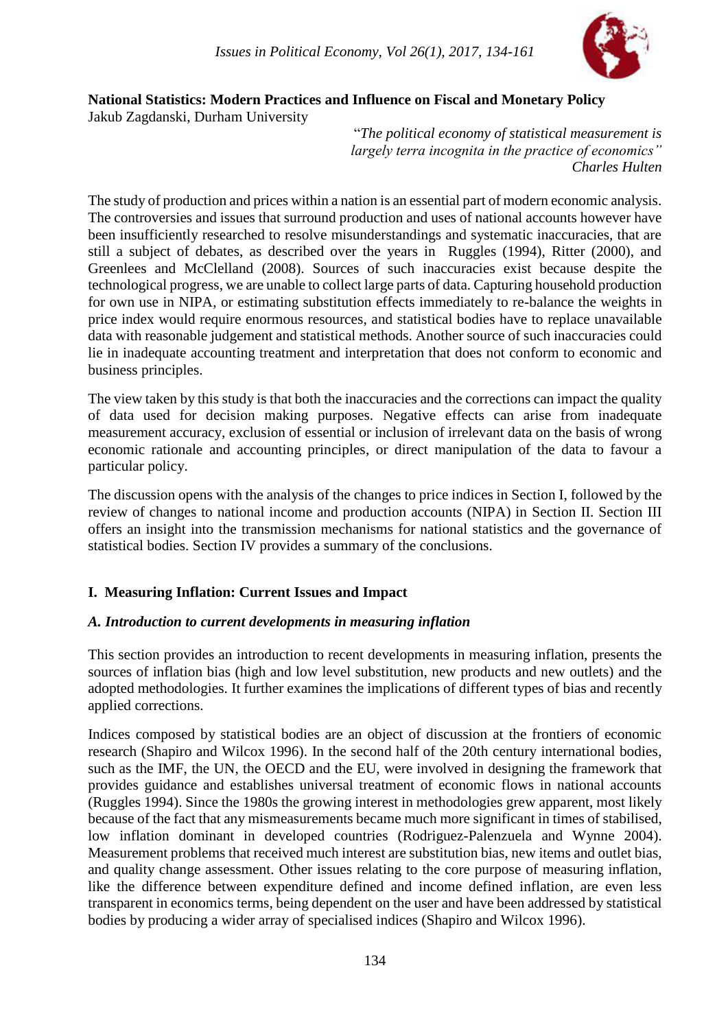# National Statistics: Modern Practices and Influence on Fiscal and Monetary Policy

Jakub Zagdanski, Durham University

> *"The political economy of statistical measurement is largely terra incognita in the practice of economics"*
> *Charles Hulten*

The study of production and prices within a nation is an essential part of modern economic analysis. The controversies and issues that surround production and uses of national accounts however have been insufficiently researched to resolve misunderstandings and systematic inaccuracies, that are still a subject of debates, as described over the years in Ruggles (1994), Ritter (2000), and Greenlees and McClelland (2008). Sources of such inaccuracies exist because despite the technological progress, we are unable to collect large parts of data. Capturing household production for own use in NIPA, or estimating substitution effects immediately to re-balance the weights in price index would require enormous resources, and statistical bodies have to replace unavailable data with reasonable judgement and statistical methods. Another source of such inaccuracies could lie in inadequate accounting treatment and interpretation that does not conform to economic and business principles.

The view taken by this study is that both the inaccuracies and the corrections can impact the quality of data used for decision making purposes. Negative effects can arise from inadequate measurement accuracy, exclusion of essential or inclusion of irrelevant data on the basis of wrong economic rationale and accounting principles, or direct manipulation of the data to favour a particular policy.

The discussion opens with the analysis of the changes to price indices in Section I, followed by the review of changes to national income and production accounts (NIPA) in Section II. Section III offers an insight into the transmission mechanisms for national statistics and the governance of statistical bodies. Section IV provides a summary of the conclusions.

## I. Measuring Inflation: Current Issues and Impact

### *A. Introduction to current developments in measuring inflation*

This section provides an introduction to recent developments in measuring inflation, presents the sources of inflation bias (high and low level substitution, new products and new outlets) and the adopted methodologies. It further examines the implications of different types of bias and recently applied corrections.

Indices composed by statistical bodies are an object of discussion at the frontiers of economic research (Shapiro and Wilcox 1996). In the second half of the 20th century international bodies, such as the IMF, the UN, the OECD and the EU, were involved in designing the framework that provides guidance and establishes universal treatment of economic flows in national accounts (Ruggles 1994). Since the 1980s the growing interest in methodologies grew apparent, most likely because of the fact that any mismeasurements became much more significant in times of stabilised, low inflation dominant in developed countries (Rodriguez-Palenzuela and Wynne 2004). Measurement problems that received much interest are substitution bias, new items and outlet bias, and quality change assessment. Other issues relating to the core purpose of measuring inflation, like the difference between expenditure defined and income defined inflation, are even less transparent in economics terms, being dependent on the user and have been addressed by statistical bodies by producing a wider array of specialised indices (Shapiro and Wilcox 1996).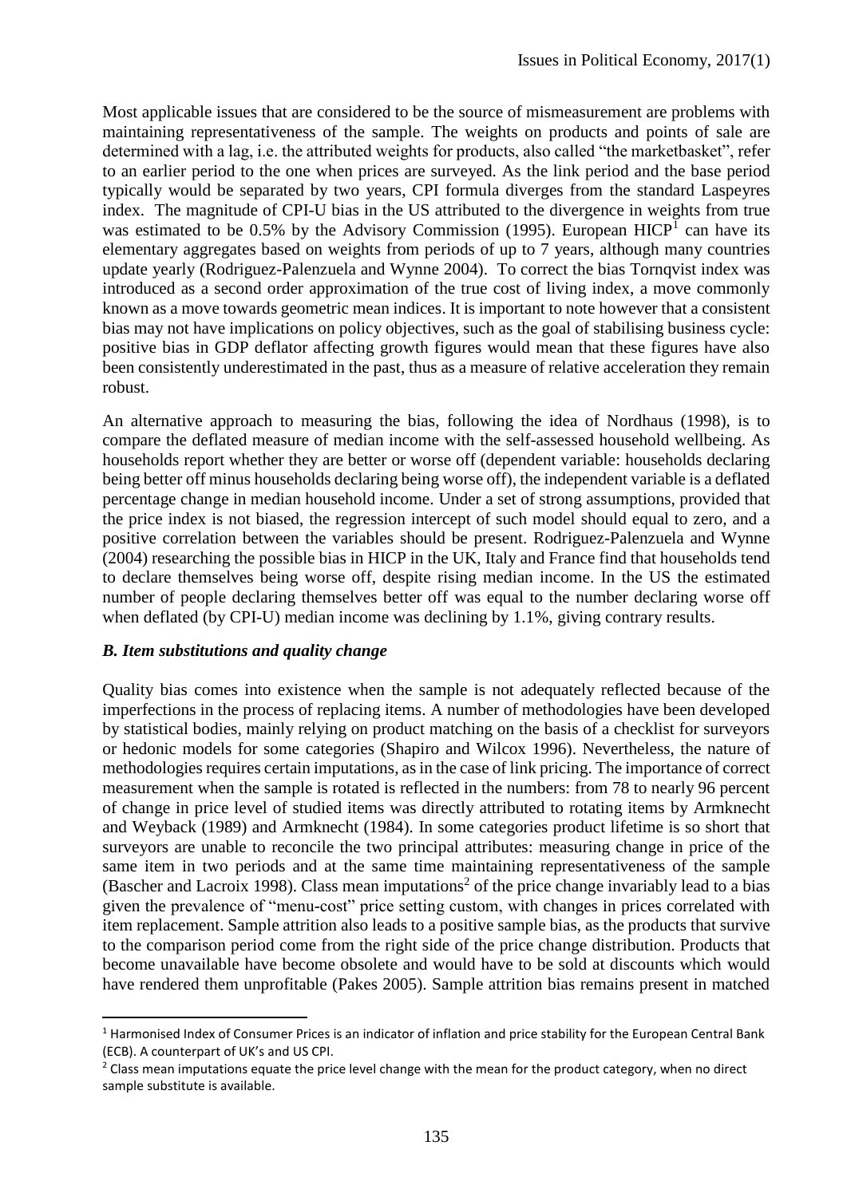Most applicable issues that are considered to be the source of mismeasurement are problems with maintaining representativeness of the sample. The weights on products and points of sale are determined with a lag, i.e. the attributed weights for products, also called "the marketbasket", refer to an earlier period to the one when prices are surveyed. As the link period and the base period typically would be separated by two years, CPI formula diverges from the standard Laspeyres index. The magnitude of CPI-U bias in the US attributed to the divergence in weights from true was estimated to be 0.5% by the Advisory Commission (1995). European HICP[1] can have its elementary aggregates based on weights from periods of up to 7 years, although many countries update yearly (Rodriguez-Palenzuela and Wynne 2004). To correct the bias Tornqvist index was introduced as a second order approximation of the true cost of living index, a move commonly known as a move towards geometric mean indices. It is important to note however that a consistent bias may not have implications on policy objectives, such as the goal of stabilising business cycle: positive bias in GDP deflator affecting growth figures would mean that these figures have also been consistently underestimated in the past, thus as a measure of relative acceleration they remain robust.

An alternative approach to measuring the bias, following the idea of Nordhaus (1998), is to compare the deflated measure of median income with the self-assessed household wellbeing. As households report whether they are better or worse off (dependent variable: households declaring being better off minus households declaring being worse off), the independent variable is a deflated percentage change in median household income. Under a set of strong assumptions, provided that the price index is not biased, the regression intercept of such model should equal to zero, and a positive correlation between the variables should be present. Rodriguez-Palenzuela and Wynne (2004) researching the possible bias in HICP in the UK, Italy and France find that households tend to declare themselves being worse off, despite rising median income. In the US the estimated number of people declaring themselves better off was equal to the number declaring worse off when deflated (by CPI-U) median income was declining by 1.1%, giving contrary results.

### *B. Item substitutions and quality change*

Quality bias comes into existence when the sample is not adequately reflected because of the imperfections in the process of replacing items. A number of methodologies have been developed by statistical bodies, mainly relying on product matching on the basis of a checklist for surveyors or hedonic models for some categories (Shapiro and Wilcox 1996). Nevertheless, the nature of methodologies requires certain imputations, as in the case of link pricing. The importance of correct measurement when the sample is rotated is reflected in the numbers: from 78 to nearly 96 percent of change in price level of studied items was directly attributed to rotating items by Armknecht and Weyback (1989) and Armknecht (1984). In some categories product lifetime is so short that surveyors are unable to reconcile the two principal attributes: measuring change in price of the same item in two periods and at the same time maintaining representativeness of the sample (Bascher and Lacroix 1998). Class mean imputations[2] of the price change invariably lead to a bias given the prevalence of "menu-cost" price setting custom, with changes in prices correlated with item replacement. Sample attrition also leads to a positive sample bias, as the products that survive to the comparison period come from the right side of the price change distribution. Products that become unavailable have become obsolete and would have to be sold at discounts which would have rendered them unprofitable (Pakes 2005). Sample attrition bias remains present in matched

[1] Harmonised Index of Consumer Prices is an indicator of inflation and price stability for the European Central Bank (ECB). A counterpart of UK's and US CPI.

[2] Class mean imputations equate the price level change with the mean for the product category, when no direct sample substitute is available.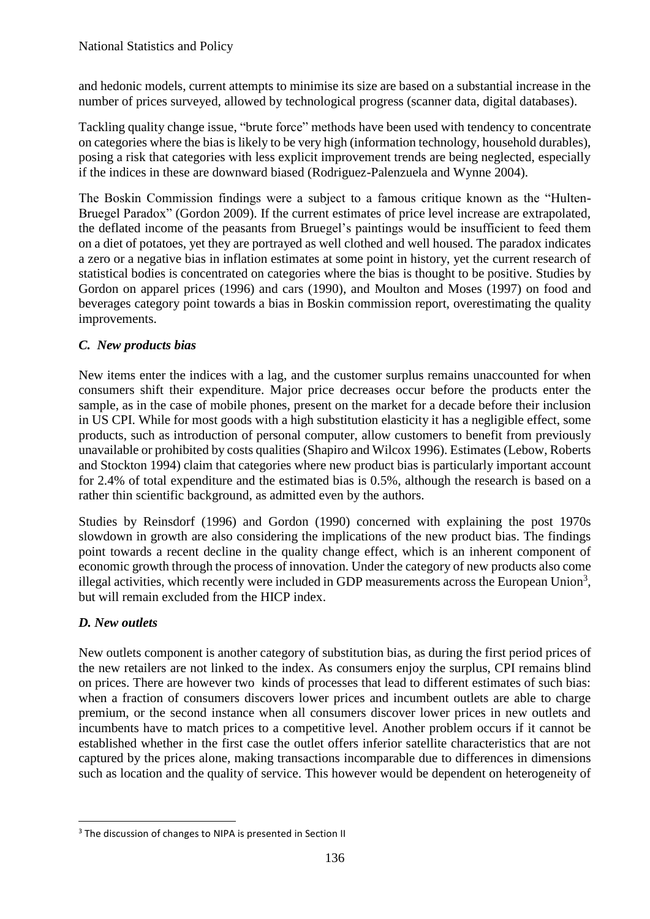and hedonic models, current attempts to minimise its size are based on a substantial increase in the number of prices surveyed, allowed by technological progress (scanner data, digital databases).

Tackling quality change issue, "brute force" methods have been used with tendency to concentrate on categories where the bias is likely to be very high (information technology, household durables), posing a risk that categories with less explicit improvement trends are being neglected, especially if the indices in these are downward biased (Rodriguez-Palenzuela and Wynne 2004).

The Boskin Commission findings were a subject to a famous critique known as the "Hulten-Bruegel Paradox" (Gordon 2009). If the current estimates of price level increase are extrapolated, the deflated income of the peasants from Bruegel's paintings would be insufficient to feed them on a diet of potatoes, yet they are portrayed as well clothed and well housed. The paradox indicates a zero or a negative bias in inflation estimates at some point in history, yet the current research of statistical bodies is concentrated on categories where the bias is thought to be positive. Studies by Gordon on apparel prices (1996) and cars (1990), and Moulton and Moses (1997) on food and beverages category point towards a bias in Boskin commission report, overestimating the quality improvements.

### *C. New products bias*

New items enter the indices with a lag, and the customer surplus remains unaccounted for when consumers shift their expenditure. Major price decreases occur before the products enter the sample, as in the case of mobile phones, present on the market for a decade before their inclusion in US CPI. While for most goods with a high substitution elasticity it has a negligible effect, some products, such as introduction of personal computer, allow customers to benefit from previously unavailable or prohibited by costs qualities (Shapiro and Wilcox 1996). Estimates (Lebow, Roberts and Stockton 1994) claim that categories where new product bias is particularly important account for 2.4% of total expenditure and the estimated bias is 0.5%, although the research is based on a rather thin scientific background, as admitted even by the authors.

Studies by Reinsdorf (1996) and Gordon (1990) concerned with explaining the post 1970s slowdown in growth are also considering the implications of the new product bias. The findings point towards a recent decline in the quality change effect, which is an inherent component of economic growth through the process of innovation. Under the category of new products also come illegal activities, which recently were included in GDP measurements across the European Union[3], but will remain excluded from the HICP index.

### *D. New outlets*

New outlets component is another category of substitution bias, as during the first period prices of the new retailers are not linked to the index. As consumers enjoy the surplus, CPI remains blind on prices. There are however two kinds of processes that lead to different estimates of such bias: when a fraction of consumers discovers lower prices and incumbent outlets are able to charge premium, or the second instance when all consumers discover lower prices in new outlets and incumbents have to match prices to a competitive level. Another problem occurs if it cannot be established whether in the first case the outlet offers inferior satellite characteristics that are not captured by the prices alone, making transactions incomparable due to differences in dimensions such as location and the quality of service. This however would be dependent on heterogeneity of

[3] The discussion of changes to NIPA is presented in Section II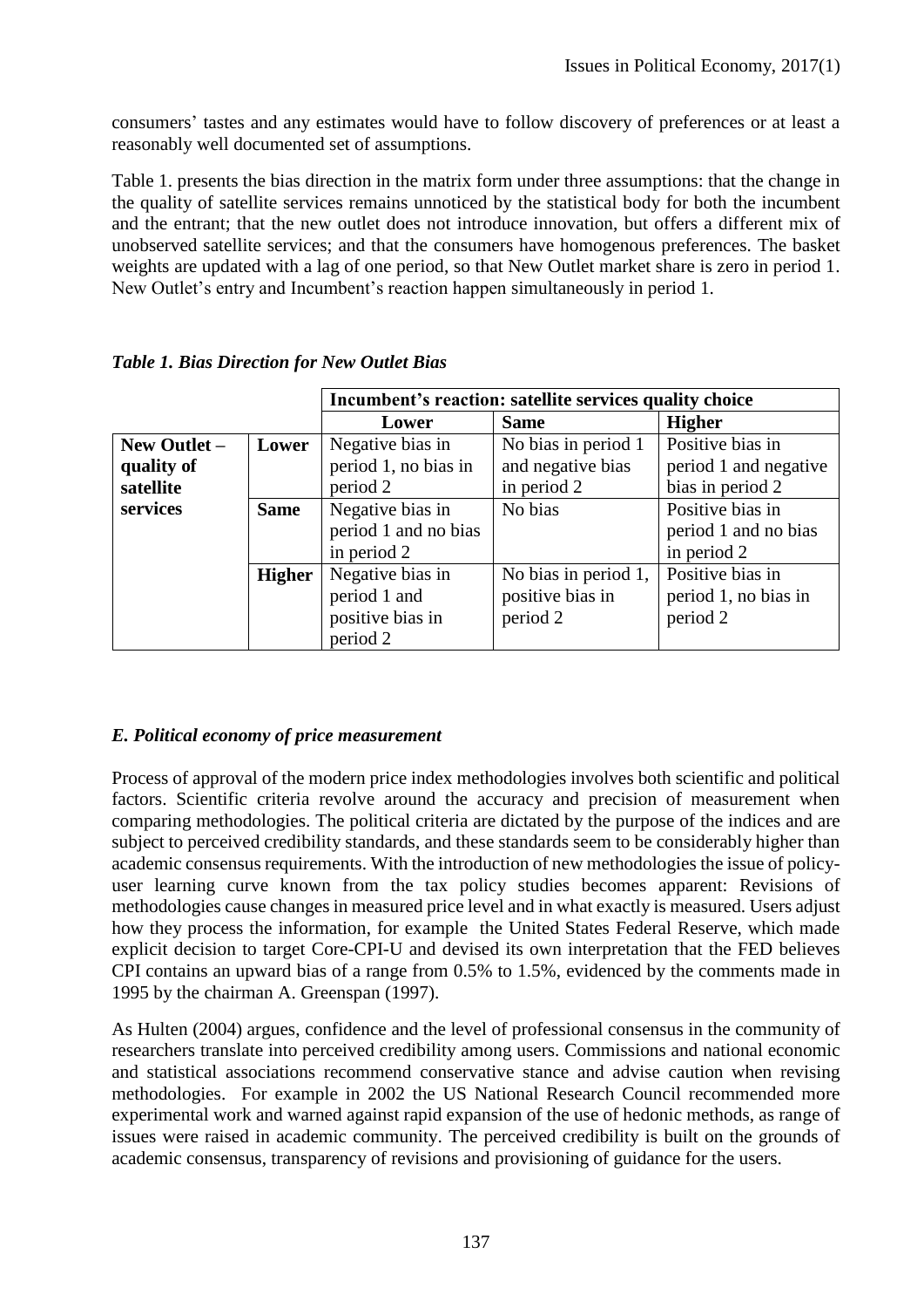consumers' tastes and any estimates would have to follow discovery of preferences or at least a reasonably well documented set of assumptions.

Table 1. presents the bias direction in the matrix form under three assumptions: that the change in the quality of satellite services remains unnoticed by the statistical body for both the incumbent and the entrant; that the new outlet does not introduce innovation, but offers a different mix of unobserved satellite services; and that the consumers have homogenous preferences. The basket weights are updated with a lag of one period, so that New Outlet market share is zero in period 1. New Outlet's entry and Incumbent's reaction happen simultaneously in period 1.

***Table 1. Bias Direction for New Outlet Bias***

| | | **Incumbent's reaction: satellite services quality choice** | | |
|---|---|---|---|---|
| | | **Lower** | **Same** | **Higher** |
| **New Outlet – quality of satellite services** | **Lower** | Negative bias in period 1, no bias in period 2 | No bias in period 1 and negative bias in period 2 | Positive bias in period 1 and negative bias in period 2 |
| | **Same** | Negative bias in period 1 and no bias in period 2 | No bias | Positive bias in period 1 and no bias in period 2 |
| | **Higher** | Negative bias in period 1 and positive bias in period 2 | No bias in period 1, positive bias in period 2 | Positive bias in period 1, no bias in period 2 |

### *E. Political economy of price measurement*

Process of approval of the modern price index methodologies involves both scientific and political factors. Scientific criteria revolve around the accuracy and precision of measurement when comparing methodologies. The political criteria are dictated by the purpose of the indices and are subject to perceived credibility standards, and these standards seem to be considerably higher than academic consensus requirements. With the introduction of new methodologies the issue of policy-user learning curve known from the tax policy studies becomes apparent: Revisions of methodologies cause changes in measured price level and in what exactly is measured. Users adjust how they process the information, for example the United States Federal Reserve, which made explicit decision to target Core-CPI-U and devised its own interpretation that the FED believes CPI contains an upward bias of a range from 0.5% to 1.5%, evidenced by the comments made in 1995 by the chairman A. Greenspan (1997).

As Hulten (2004) argues, confidence and the level of professional consensus in the community of researchers translate into perceived credibility among users. Commissions and national economic and statistical associations recommend conservative stance and advise caution when revising methodologies. For example in 2002 the US National Research Council recommended more experimental work and warned against rapid expansion of the use of hedonic methods, as range of issues were raised in academic community. The perceived credibility is built on the grounds of academic consensus, transparency of revisions and provisioning of guidance for the users.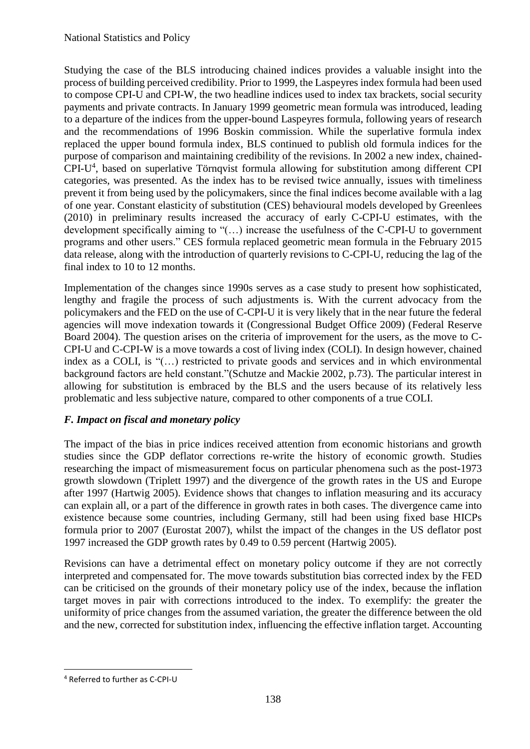Studying the case of the BLS introducing chained indices provides a valuable insight into the process of building perceived credibility. Prior to 1999, the Laspeyres index formula had been used to compose CPI-U and CPI-W, the two headline indices used to index tax brackets, social security payments and private contracts. In January 1999 geometric mean formula was introduced, leading to a departure of the indices from the upper-bound Laspeyres formula, following years of research and the recommendations of 1996 Boskin commission. While the superlative formula index replaced the upper bound formula index, BLS continued to publish old formula indices for the purpose of comparison and maintaining credibility of the revisions. In 2002 a new index, chained-CPI-U[4], based on superlative Törnqvist formula allowing for substitution among different CPI categories, was presented. As the index has to be revised twice annually, issues with timeliness prevent it from being used by the policymakers, since the final indices become available with a lag of one year. Constant elasticity of substitution (CES) behavioural models developed by Greenlees (2010) in preliminary results increased the accuracy of early C-CPI-U estimates, with the development specifically aiming to "(…) increase the usefulness of the C-CPI-U to government programs and other users." CES formula replaced geometric mean formula in the February 2015 data release, along with the introduction of quarterly revisions to C-CPI-U, reducing the lag of the final index to 10 to 12 months.

Implementation of the changes since 1990s serves as a case study to present how sophisticated, lengthy and fragile the process of such adjustments is. With the current advocacy from the policymakers and the FED on the use of C-CPI-U it is very likely that in the near future the federal agencies will move indexation towards it (Congressional Budget Office 2009) (Federal Reserve Board 2004). The question arises on the criteria of improvement for the users, as the move to C-CPI-U and C-CPI-W is a move towards a cost of living index (COLI). In design however, chained index as a COLI, is "(…) restricted to private goods and services and in which environmental background factors are held constant."(Schutze and Mackie 2002, p.73). The particular interest in allowing for substitution is embraced by the BLS and the users because of its relatively less problematic and less subjective nature, compared to other components of a true COLI.

### *F. Impact on fiscal and monetary policy*

The impact of the bias in price indices received attention from economic historians and growth studies since the GDP deflator corrections re-write the history of economic growth. Studies researching the impact of mismeasurement focus on particular phenomena such as the post-1973 growth slowdown (Triplett 1997) and the divergence of the growth rates in the US and Europe after 1997 (Hartwig 2005). Evidence shows that changes to inflation measuring and its accuracy can explain all, or a part of the difference in growth rates in both cases. The divergence came into existence because some countries, including Germany, still had been using fixed base HICPs formula prior to 2007 (Eurostat 2007), whilst the impact of the changes in the US deflator post 1997 increased the GDP growth rates by 0.49 to 0.59 percent (Hartwig 2005).

Revisions can have a detrimental effect on monetary policy outcome if they are not correctly interpreted and compensated for. The move towards substitution bias corrected index by the FED can be criticised on the grounds of their monetary policy use of the index, because the inflation target moves in pair with corrections introduced to the index. To exemplify: the greater the uniformity of price changes from the assumed variation, the greater the difference between the old and the new, corrected for substitution index, influencing the effective inflation target. Accounting

[4] Referred to further as C-CPI-U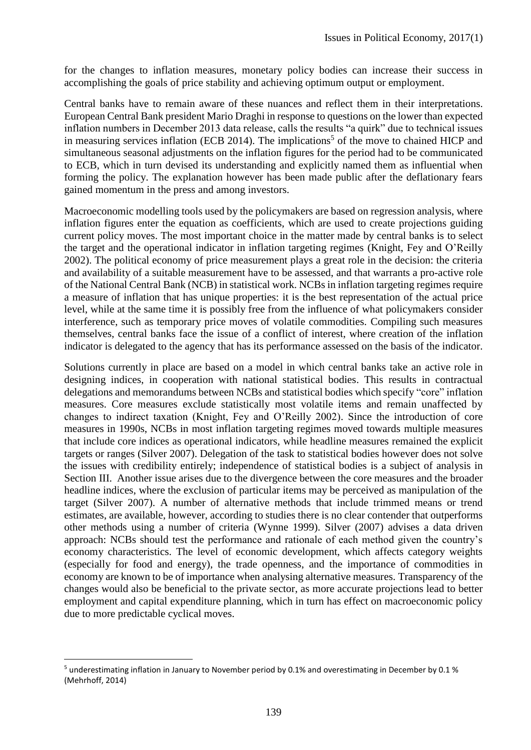for the changes to inflation measures, monetary policy bodies can increase their success in accomplishing the goals of price stability and achieving optimum output or employment.

Central banks have to remain aware of these nuances and reflect them in their interpretations. European Central Bank president Mario Draghi in response to questions on the lower than expected inflation numbers in December 2013 data release, calls the results "a quirk" due to technical issues in measuring services inflation (ECB 2014). The implications[5] of the move to chained HICP and simultaneous seasonal adjustments on the inflation figures for the period had to be communicated to ECB, which in turn devised its understanding and explicitly named them as influential when forming the policy. The explanation however has been made public after the deflationary fears gained momentum in the press and among investors.

Macroeconomic modelling tools used by the policymakers are based on regression analysis, where inflation figures enter the equation as coefficients, which are used to create projections guiding current policy moves. The most important choice in the matter made by central banks is to select the target and the operational indicator in inflation targeting regimes (Knight, Fey and O'Reilly 2002). The political economy of price measurement plays a great role in the decision: the criteria and availability of a suitable measurement have to be assessed, and that warrants a pro-active role of the National Central Bank (NCB) in statistical work. NCBs in inflation targeting regimes require a measure of inflation that has unique properties: it is the best representation of the actual price level, while at the same time it is possibly free from the influence of what policymakers consider interference, such as temporary price moves of volatile commodities. Compiling such measures themselves, central banks face the issue of a conflict of interest, where creation of the inflation indicator is delegated to the agency that has its performance assessed on the basis of the indicator.

Solutions currently in place are based on a model in which central banks take an active role in designing indices, in cooperation with national statistical bodies. This results in contractual delegations and memorandums between NCBs and statistical bodies which specify "core" inflation measures. Core measures exclude statistically most volatile items and remain unaffected by changes to indirect taxation (Knight, Fey and O'Reilly 2002). Since the introduction of core measures in 1990s, NCBs in most inflation targeting regimes moved towards multiple measures that include core indices as operational indicators, while headline measures remained the explicit targets or ranges (Silver 2007). Delegation of the task to statistical bodies however does not solve the issues with credibility entirely; independence of statistical bodies is a subject of analysis in Section III. Another issue arises due to the divergence between the core measures and the broader headline indices, where the exclusion of particular items may be perceived as manipulation of the target (Silver 2007). A number of alternative methods that include trimmed means or trend estimates, are available, however, according to studies there is no clear contender that outperforms other methods using a number of criteria (Wynne 1999). Silver (2007) advises a data driven approach: NCBs should test the performance and rationale of each method given the country's economy characteristics. The level of economic development, which affects category weights (especially for food and energy), the trade openness, and the importance of commodities in economy are known to be of importance when analysing alternative measures. Transparency of the changes would also be beneficial to the private sector, as more accurate projections lead to better employment and capital expenditure planning, which in turn has effect on macroeconomic policy due to more predictable cyclical moves.

---

[5] underestimating inflation in January to November period by 0.1% and overestimating in December by 0.1 % (Mehrhoff, 2014)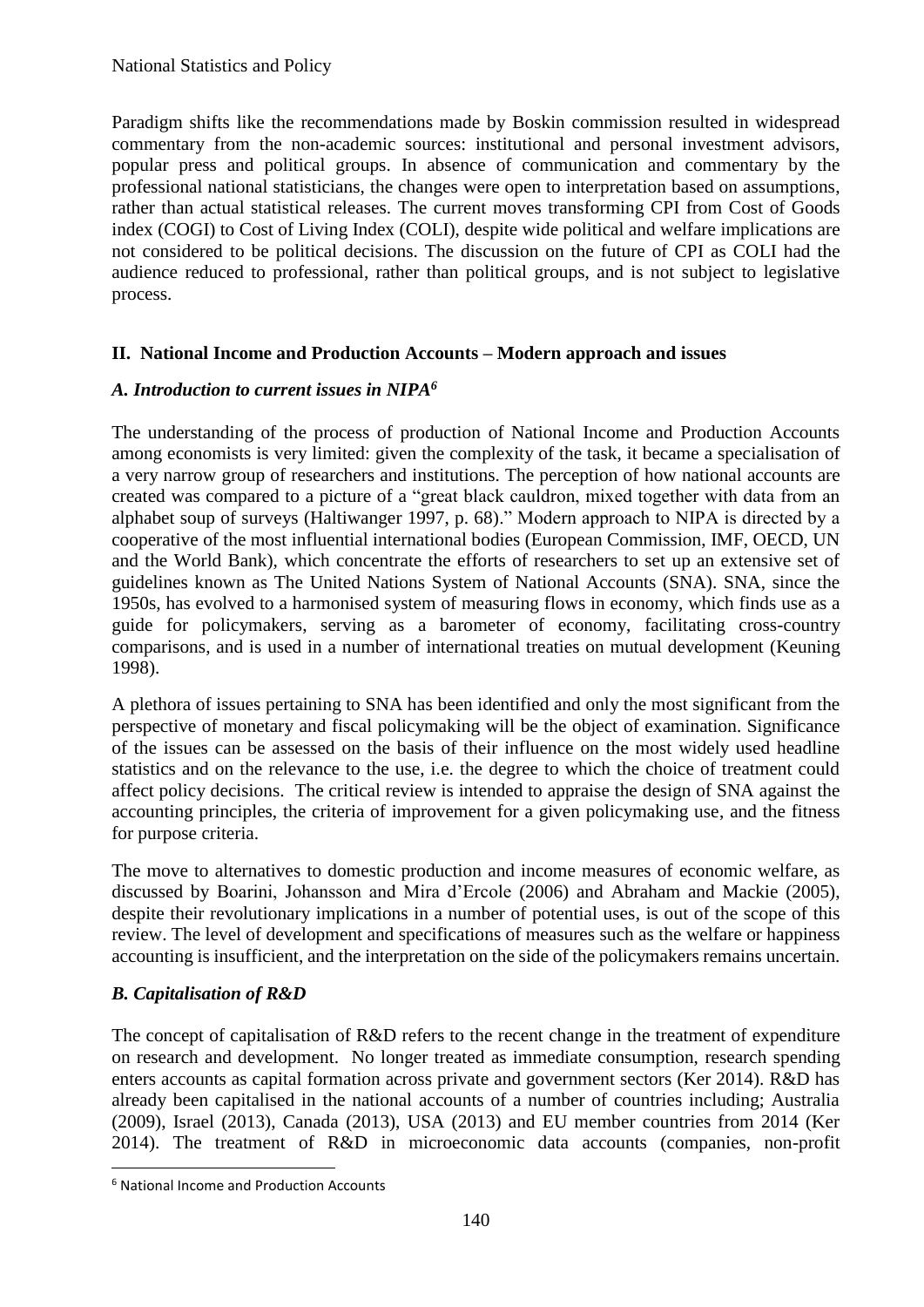Paradigm shifts like the recommendations made by Boskin commission resulted in widespread commentary from the non-academic sources: institutional and personal investment advisors, popular press and political groups. In absence of communication and commentary by the professional national statisticians, the changes were open to interpretation based on assumptions, rather than actual statistical releases. The current moves transforming CPI from Cost of Goods index (COGI) to Cost of Living Index (COLI), despite wide political and welfare implications are not considered to be political decisions. The discussion on the future of CPI as COLI had the audience reduced to professional, rather than political groups, and is not subject to legislative process.

## II. National Income and Production Accounts – Modern approach and issues

### *A. Introduction to current issues in NIPA*[6]

The understanding of the process of production of National Income and Production Accounts among economists is very limited: given the complexity of the task, it became a specialisation of a very narrow group of researchers and institutions. The perception of how national accounts are created was compared to a picture of a "great black cauldron, mixed together with data from an alphabet soup of surveys (Haltiwanger 1997, p. 68)." Modern approach to NIPA is directed by a cooperative of the most influential international bodies (European Commission, IMF, OECD, UN and the World Bank), which concentrate the efforts of researchers to set up an extensive set of guidelines known as The United Nations System of National Accounts (SNA). SNA, since the 1950s, has evolved to a harmonised system of measuring flows in economy, which finds use as a guide for policymakers, serving as a barometer of economy, facilitating cross-country comparisons, and is used in a number of international treaties on mutual development (Keuning 1998).

A plethora of issues pertaining to SNA has been identified and only the most significant from the perspective of monetary and fiscal policymaking will be the object of examination. Significance of the issues can be assessed on the basis of their influence on the most widely used headline statistics and on the relevance to the use, i.e. the degree to which the choice of treatment could affect policy decisions. The critical review is intended to appraise the design of SNA against the accounting principles, the criteria of improvement for a given policymaking use, and the fitness for purpose criteria.

The move to alternatives to domestic production and income measures of economic welfare, as discussed by Boarini, Johansson and Mira d'Ercole (2006) and Abraham and Mackie (2005), despite their revolutionary implications in a number of potential uses, is out of the scope of this review. The level of development and specifications of measures such as the welfare or happiness accounting is insufficient, and the interpretation on the side of the policymakers remains uncertain.

### *B. Capitalisation of R&D*

The concept of capitalisation of R&D refers to the recent change in the treatment of expenditure on research and development. No longer treated as immediate consumption, research spending enters accounts as capital formation across private and government sectors (Ker 2014). R&D has already been capitalised in the national accounts of a number of countries including; Australia (2009), Israel (2013), Canada (2013), USA (2013) and EU member countries from 2014 (Ker 2014). The treatment of R&D in microeconomic data accounts (companies, non-profit

---

[6] National Income and Production Accounts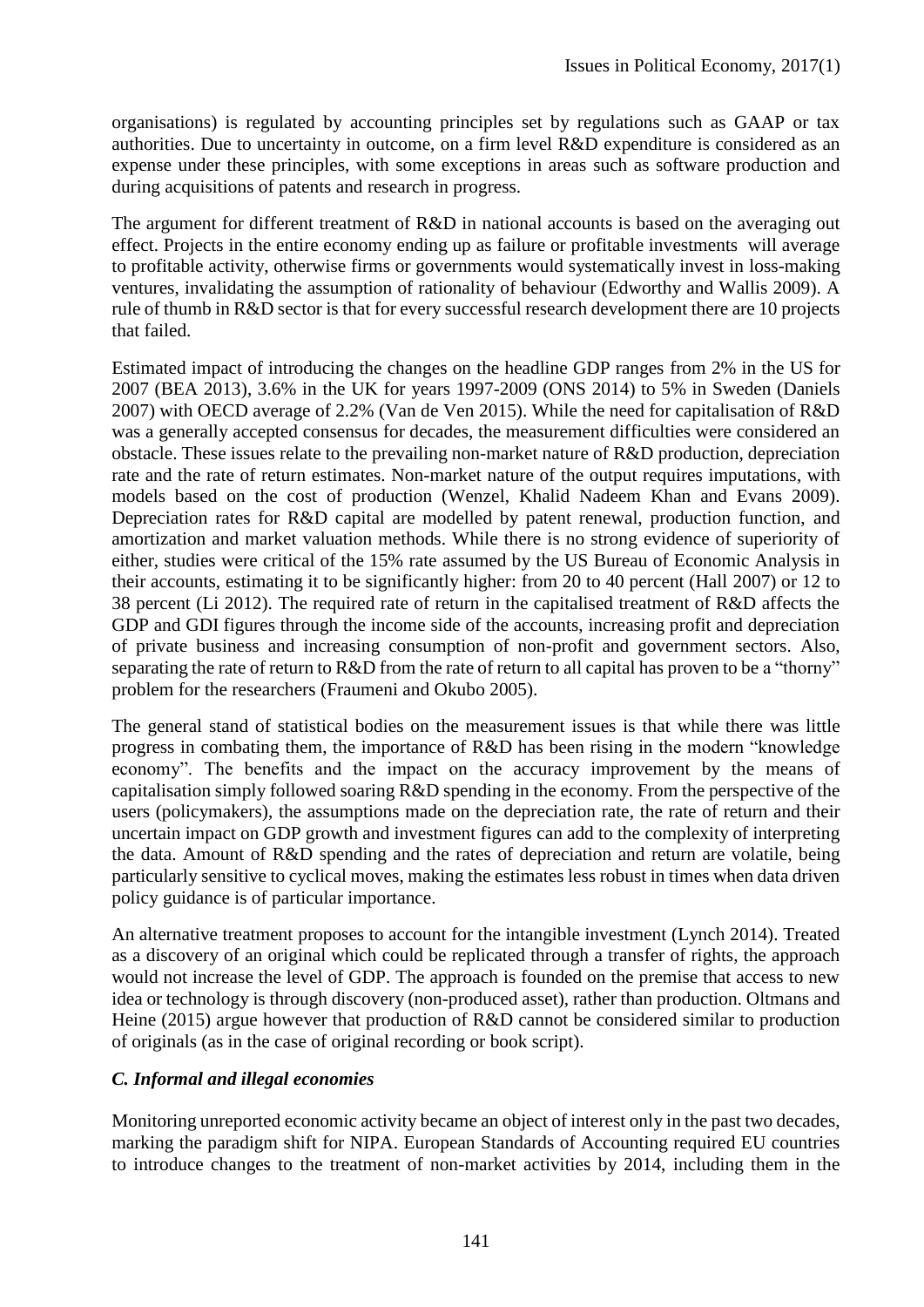organisations) is regulated by accounting principles set by regulations such as GAAP or tax authorities. Due to uncertainty in outcome, on a firm level R&D expenditure is considered as an expense under these principles, with some exceptions in areas such as software production and during acquisitions of patents and research in progress.

The argument for different treatment of R&D in national accounts is based on the averaging out effect. Projects in the entire economy ending up as failure or profitable investments will average to profitable activity, otherwise firms or governments would systematically invest in loss-making ventures, invalidating the assumption of rationality of behaviour (Edworthy and Wallis 2009). A rule of thumb in R&D sector is that for every successful research development there are 10 projects that failed.

Estimated impact of introducing the changes on the headline GDP ranges from 2% in the US for 2007 (BEA 2013), 3.6% in the UK for years 1997-2009 (ONS 2014) to 5% in Sweden (Daniels 2007) with OECD average of 2.2% (Van de Ven 2015). While the need for capitalisation of R&D was a generally accepted consensus for decades, the measurement difficulties were considered an obstacle. These issues relate to the prevailing non-market nature of R&D production, depreciation rate and the rate of return estimates. Non-market nature of the output requires imputations, with models based on the cost of production (Wenzel, Khalid Nadeem Khan and Evans 2009). Depreciation rates for R&D capital are modelled by patent renewal, production function, and amortization and market valuation methods. While there is no strong evidence of superiority of either, studies were critical of the 15% rate assumed by the US Bureau of Economic Analysis in their accounts, estimating it to be significantly higher: from 20 to 40 percent (Hall 2007) or 12 to 38 percent (Li 2012). The required rate of return in the capitalised treatment of R&D affects the GDP and GDI figures through the income side of the accounts, increasing profit and depreciation of private business and increasing consumption of non-profit and government sectors. Also, separating the rate of return to R&D from the rate of return to all capital has proven to be a "thorny" problem for the researchers (Fraumeni and Okubo 2005).

The general stand of statistical bodies on the measurement issues is that while there was little progress in combating them, the importance of R&D has been rising in the modern "knowledge economy". The benefits and the impact on the accuracy improvement by the means of capitalisation simply followed soaring R&D spending in the economy. From the perspective of the users (policymakers), the assumptions made on the depreciation rate, the rate of return and their uncertain impact on GDP growth and investment figures can add to the complexity of interpreting the data. Amount of R&D spending and the rates of depreciation and return are volatile, being particularly sensitive to cyclical moves, making the estimates less robust in times when data driven policy guidance is of particular importance.

An alternative treatment proposes to account for the intangible investment (Lynch 2014). Treated as a discovery of an original which could be replicated through a transfer of rights, the approach would not increase the level of GDP. The approach is founded on the premise that access to new idea or technology is through discovery (non-produced asset), rather than production. Oltmans and Heine (2015) argue however that production of R&D cannot be considered similar to production of originals (as in the case of original recording or book script).

### *C. Informal and illegal economies*

Monitoring unreported economic activity became an object of interest only in the past two decades, marking the paradigm shift for NIPA. European Standards of Accounting required EU countries to introduce changes to the treatment of non-market activities by 2014, including them in the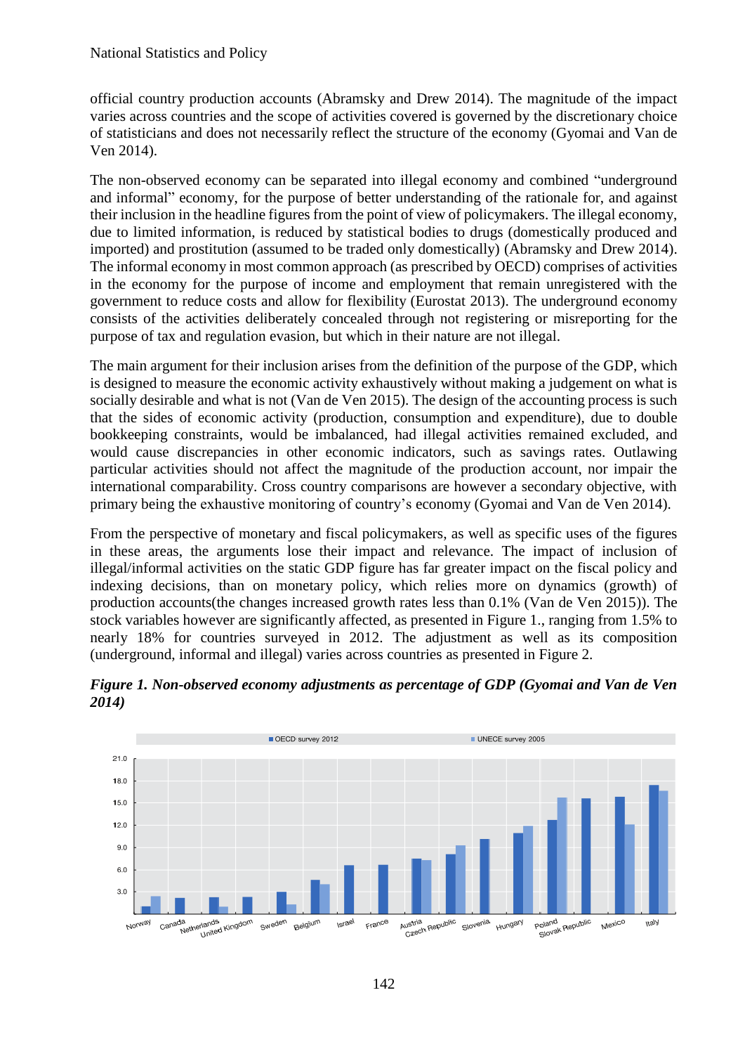official country production accounts (Abramsky and Drew 2014). The magnitude of the impact varies across countries and the scope of activities covered is governed by the discretionary choice of statisticians and does not necessarily reflect the structure of the economy (Gyomai and Van de Ven 2014).

The non-observed economy can be separated into illegal economy and combined "underground and informal" economy, for the purpose of better understanding of the rationale for, and against their inclusion in the headline figures from the point of view of policymakers. The illegal economy, due to limited information, is reduced by statistical bodies to drugs (domestically produced and imported) and prostitution (assumed to be traded only domestically) (Abramsky and Drew 2014). The informal economy in most common approach (as prescribed by OECD) comprises of activities in the economy for the purpose of income and employment that remain unregistered with the government to reduce costs and allow for flexibility (Eurostat 2013). The underground economy consists of the activities deliberately concealed through not registering or misreporting for the purpose of tax and regulation evasion, but which in their nature are not illegal.

The main argument for their inclusion arises from the definition of the purpose of the GDP, which is designed to measure the economic activity exhaustively without making a judgement on what is socially desirable and what is not (Van de Ven 2015). The design of the accounting process is such that the sides of economic activity (production, consumption and expenditure), due to double bookkeeping constraints, would be imbalanced, had illegal activities remained excluded, and would cause discrepancies in other economic indicators, such as savings rates. Outlawing particular activities should not affect the magnitude of the production account, nor impair the international comparability. Cross country comparisons are however a secondary objective, with primary being the exhaustive monitoring of country's economy (Gyomai and Van de Ven 2014).

From the perspective of monetary and fiscal policymakers, as well as specific uses of the figures in these areas, the arguments lose their impact and relevance. The impact of inclusion of illegal/informal activities on the static GDP figure has far greater impact on the fiscal policy and indexing decisions, than on monetary policy, which relies more on dynamics (growth) of production accounts(the changes increased growth rates less than 0.1% (Van de Ven 2015)). The stock variables however are significantly affected, as presented in Figure 1., ranging from 1.5% to nearly 18% for countries surveyed in 2012. The adjustment as well as its composition (underground, informal and illegal) varies across countries as presented in Figure 2.

***Figure 1. Non-observed economy adjustments as percentage of GDP (Gyomai and Van de Ven 2014)***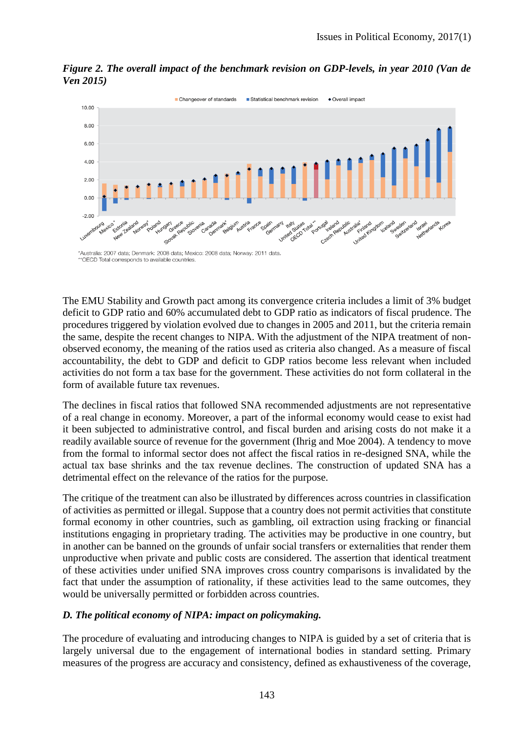***Figure 2. The overall impact of the benchmark revision on GDP-levels, in year 2010 (Van de Ven 2015)***

*Australia: 2007 data; Denmark: 2008 data; Mexico: 2008 data; Norway: 2011 data.
**OECD Total corresponds to available countries.

The EMU Stability and Growth pact among its convergence criteria includes a limit of 3% budget deficit to GDP ratio and 60% accumulated debt to GDP ratio as indicators of fiscal prudence. The procedures triggered by violation evolved due to changes in 2005 and 2011, but the criteria remain the same, despite the recent changes to NIPA. With the adjustment of the NIPA treatment of non-observed economy, the meaning of the ratios used as criteria also changed. As a measure of fiscal accountability, the debt to GDP and deficit to GDP ratios become less relevant when included activities do not form a tax base for the government. These activities do not form collateral in the form of available future tax revenues.

The declines in fiscal ratios that followed SNA recommended adjustments are not representative of a real change in economy. Moreover, a part of the informal economy would cease to exist had it been subjected to administrative control, and fiscal burden and arising costs do not make it a readily available source of revenue for the government (Ihrig and Moe 2004). A tendency to move from the formal to informal sector does not affect the fiscal ratios in re-designed SNA, while the actual tax base shrinks and the tax revenue declines. The construction of updated SNA has a detrimental effect on the relevance of the ratios for the purpose.

The critique of the treatment can also be illustrated by differences across countries in classification of activities as permitted or illegal. Suppose that a country does not permit activities that constitute formal economy in other countries, such as gambling, oil extraction using fracking or financial institutions engaging in proprietary trading. The activities may be productive in one country, but in another can be banned on the grounds of unfair social transfers or externalities that render them unproductive when private and public costs are considered. The assertion that identical treatment of these activities under unified SNA improves cross country comparisons is invalidated by the fact that under the assumption of rationality, if these activities lead to the same outcomes, they would be universally permitted or forbidden across countries.

### *D. The political economy of NIPA: impact on policymaking.*

The procedure of evaluating and introducing changes to NIPA is guided by a set of criteria that is largely universal due to the engagement of international bodies in standard setting. Primary measures of the progress are accuracy and consistency, defined as exhaustiveness of the coverage,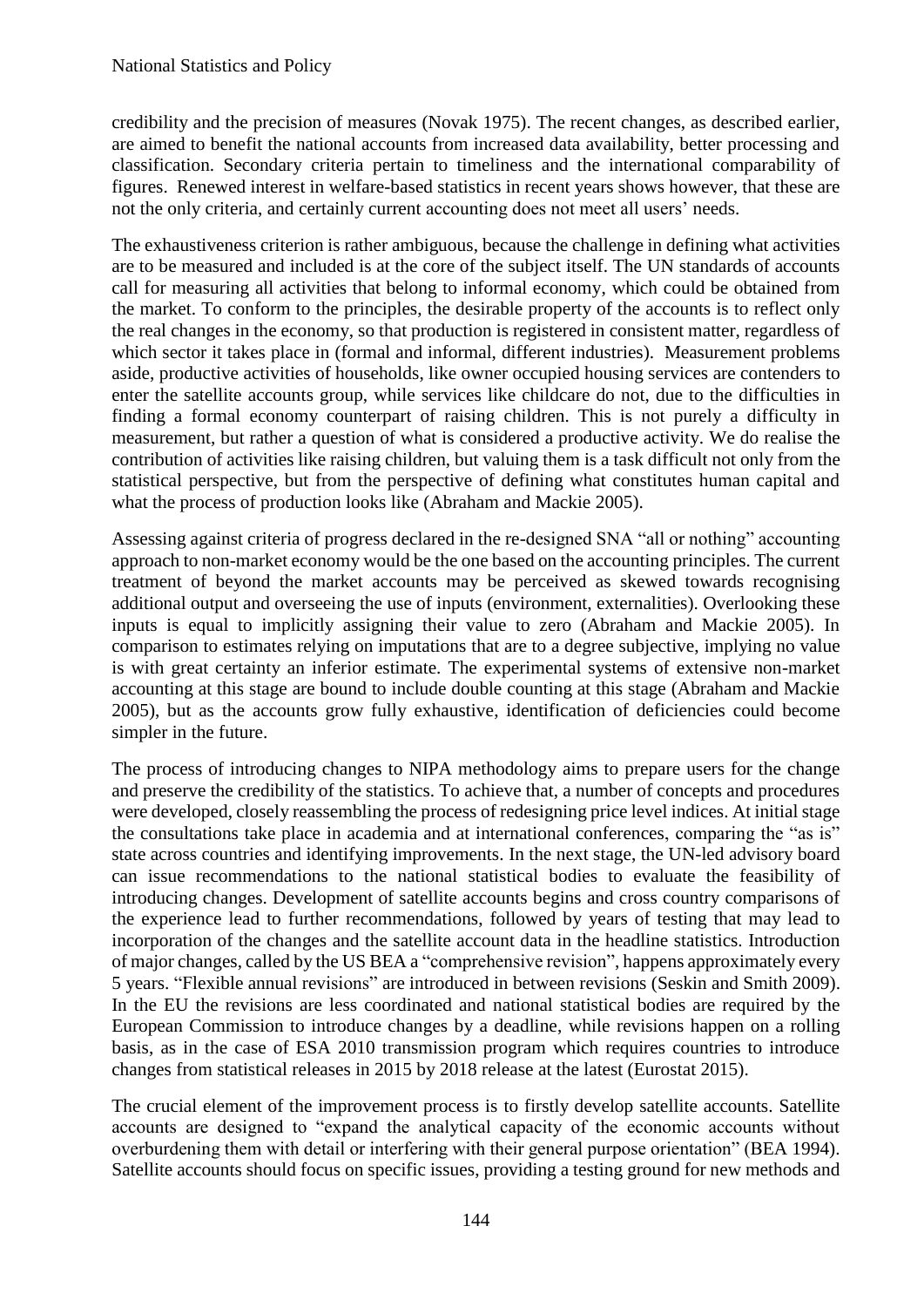credibility and the precision of measures (Novak 1975). The recent changes, as described earlier, are aimed to benefit the national accounts from increased data availability, better processing and classification. Secondary criteria pertain to timeliness and the international comparability of figures. Renewed interest in welfare-based statistics in recent years shows however, that these are not the only criteria, and certainly current accounting does not meet all users' needs.

The exhaustiveness criterion is rather ambiguous, because the challenge in defining what activities are to be measured and included is at the core of the subject itself. The UN standards of accounts call for measuring all activities that belong to informal economy, which could be obtained from the market. To conform to the principles, the desirable property of the accounts is to reflect only the real changes in the economy, so that production is registered in consistent matter, regardless of which sector it takes place in (formal and informal, different industries). Measurement problems aside, productive activities of households, like owner occupied housing services are contenders to enter the satellite accounts group, while services like childcare do not, due to the difficulties in finding a formal economy counterpart of raising children. This is not purely a difficulty in measurement, but rather a question of what is considered a productive activity. We do realise the contribution of activities like raising children, but valuing them is a task difficult not only from the statistical perspective, but from the perspective of defining what constitutes human capital and what the process of production looks like (Abraham and Mackie 2005).

Assessing against criteria of progress declared in the re-designed SNA "all or nothing" accounting approach to non-market economy would be the one based on the accounting principles. The current treatment of beyond the market accounts may be perceived as skewed towards recognising additional output and overseeing the use of inputs (environment, externalities). Overlooking these inputs is equal to implicitly assigning their value to zero (Abraham and Mackie 2005). In comparison to estimates relying on imputations that are to a degree subjective, implying no value is with great certainty an inferior estimate. The experimental systems of extensive non-market accounting at this stage are bound to include double counting at this stage (Abraham and Mackie 2005), but as the accounts grow fully exhaustive, identification of deficiencies could become simpler in the future.

The process of introducing changes to NIPA methodology aims to prepare users for the change and preserve the credibility of the statistics. To achieve that, a number of concepts and procedures were developed, closely reassembling the process of redesigning price level indices. At initial stage the consultations take place in academia and at international conferences, comparing the "as is" state across countries and identifying improvements. In the next stage, the UN-led advisory board can issue recommendations to the national statistical bodies to evaluate the feasibility of introducing changes. Development of satellite accounts begins and cross country comparisons of the experience lead to further recommendations, followed by years of testing that may lead to incorporation of the changes and the satellite account data in the headline statistics. Introduction of major changes, called by the US BEA a "comprehensive revision", happens approximately every 5 years. "Flexible annual revisions" are introduced in between revisions (Seskin and Smith 2009). In the EU the revisions are less coordinated and national statistical bodies are required by the European Commission to introduce changes by a deadline, while revisions happen on a rolling basis, as in the case of ESA 2010 transmission program which requires countries to introduce changes from statistical releases in 2015 by 2018 release at the latest (Eurostat 2015).

The crucial element of the improvement process is to firstly develop satellite accounts. Satellite accounts are designed to "expand the analytical capacity of the economic accounts without overburdening them with detail or interfering with their general purpose orientation" (BEA 1994). Satellite accounts should focus on specific issues, providing a testing ground for new methods and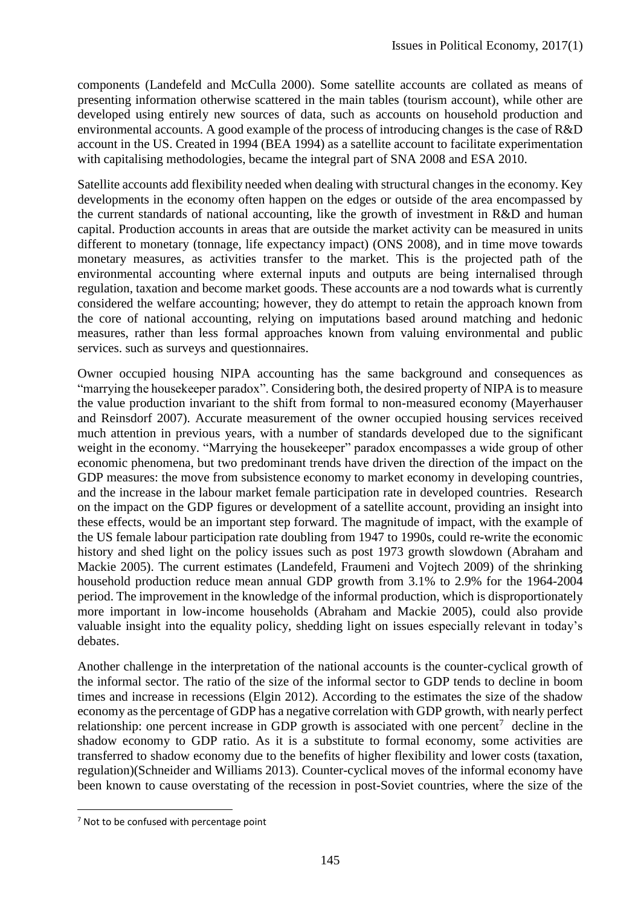components (Landefeld and McCulla 2000). Some satellite accounts are collated as means of presenting information otherwise scattered in the main tables (tourism account), while other are developed using entirely new sources of data, such as accounts on household production and environmental accounts. A good example of the process of introducing changes is the case of R&D account in the US. Created in 1994 (BEA 1994) as a satellite account to facilitate experimentation with capitalising methodologies, became the integral part of SNA 2008 and ESA 2010.

Satellite accounts add flexibility needed when dealing with structural changes in the economy. Key developments in the economy often happen on the edges or outside of the area encompassed by the current standards of national accounting, like the growth of investment in R&D and human capital. Production accounts in areas that are outside the market activity can be measured in units different to monetary (tonnage, life expectancy impact) (ONS 2008), and in time move towards monetary measures, as activities transfer to the market. This is the projected path of the environmental accounting where external inputs and outputs are being internalised through regulation, taxation and become market goods. These accounts are a nod towards what is currently considered the welfare accounting; however, they do attempt to retain the approach known from the core of national accounting, relying on imputations based around matching and hedonic measures, rather than less formal approaches known from valuing environmental and public services. such as surveys and questionnaires.

Owner occupied housing NIPA accounting has the same background and consequences as "marrying the housekeeper paradox". Considering both, the desired property of NIPA is to measure the value production invariant to the shift from formal to non-measured economy (Mayerhauser and Reinsdorf 2007). Accurate measurement of the owner occupied housing services received much attention in previous years, with a number of standards developed due to the significant weight in the economy. "Marrying the housekeeper" paradox encompasses a wide group of other economic phenomena, but two predominant trends have driven the direction of the impact on the GDP measures: the move from subsistence economy to market economy in developing countries, and the increase in the labour market female participation rate in developed countries. Research on the impact on the GDP figures or development of a satellite account, providing an insight into these effects, would be an important step forward. The magnitude of impact, with the example of the US female labour participation rate doubling from 1947 to 1990s, could re-write the economic history and shed light on the policy issues such as post 1973 growth slowdown (Abraham and Mackie 2005). The current estimates (Landefeld, Fraumeni and Vojtech 2009) of the shrinking household production reduce mean annual GDP growth from 3.1% to 2.9% for the 1964-2004 period. The improvement in the knowledge of the informal production, which is disproportionately more important in low-income households (Abraham and Mackie 2005), could also provide valuable insight into the equality policy, shedding light on issues especially relevant in today's debates.

Another challenge in the interpretation of the national accounts is the counter-cyclical growth of the informal sector. The ratio of the size of the informal sector to GDP tends to decline in boom times and increase in recessions (Elgin 2012). According to the estimates the size of the shadow economy as the percentage of GDP has a negative correlation with GDP growth, with nearly perfect relationship: one percent increase in GDP growth is associated with one percent[7] decline in the shadow economy to GDP ratio. As it is a substitute to formal economy, some activities are transferred to shadow economy due to the benefits of higher flexibility and lower costs (taxation, regulation)(Schneider and Williams 2013). Counter-cyclical moves of the informal economy have been known to cause overstating of the recession in post-Soviet countries, where the size of the

[7] Not to be confused with percentage point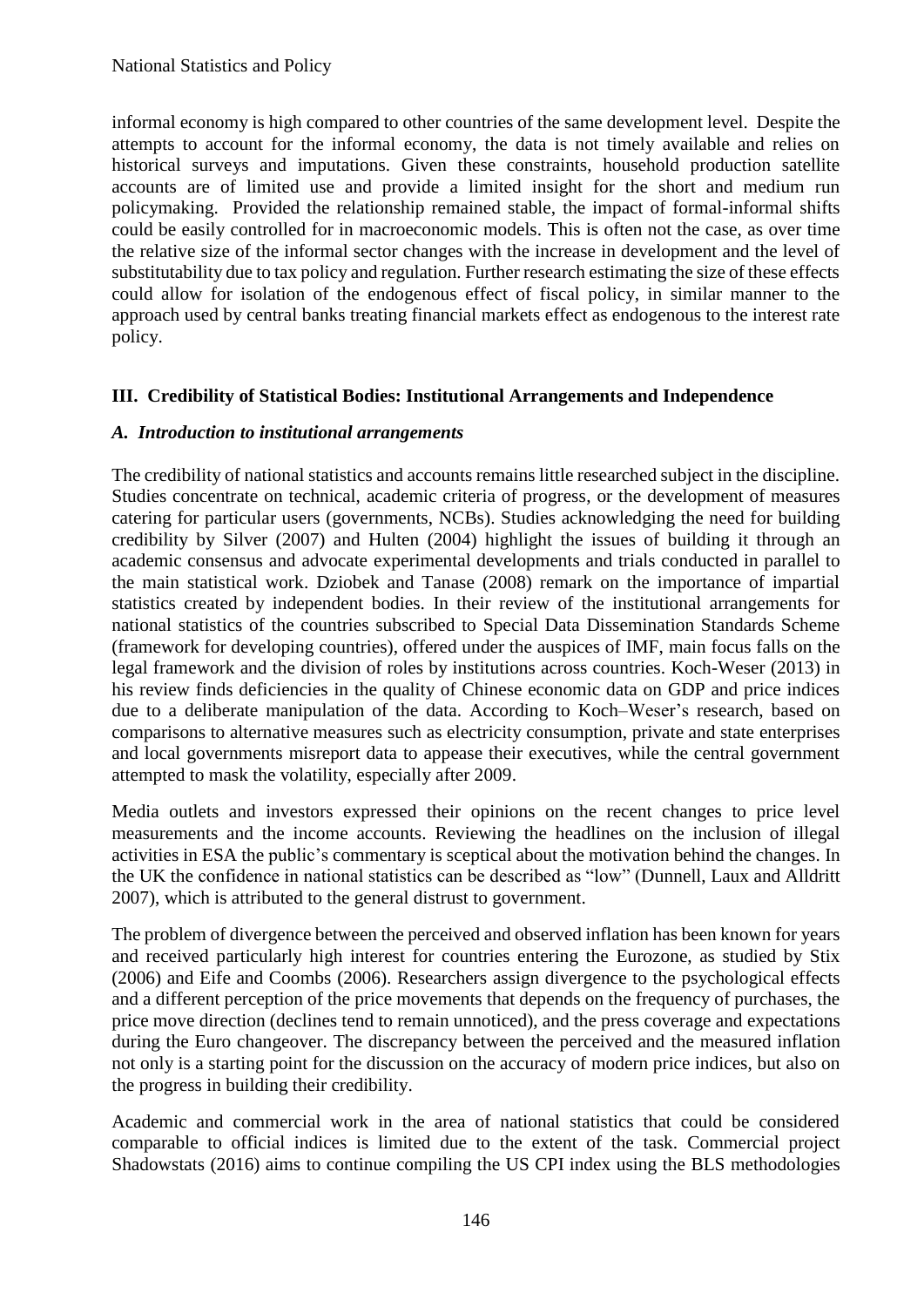informal economy is high compared to other countries of the same development level. Despite the attempts to account for the informal economy, the data is not timely available and relies on historical surveys and imputations. Given these constraints, household production satellite accounts are of limited use and provide a limited insight for the short and medium run policymaking. Provided the relationship remained stable, the impact of formal-informal shifts could be easily controlled for in macroeconomic models. This is often not the case, as over time the relative size of the informal sector changes with the increase in development and the level of substitutability due to tax policy and regulation. Further research estimating the size of these effects could allow for isolation of the endogenous effect of fiscal policy, in similar manner to the approach used by central banks treating financial markets effect as endogenous to the interest rate policy.

## III. Credibility of Statistical Bodies: Institutional Arrangements and Independence

### *A. Introduction to institutional arrangements*

The credibility of national statistics and accounts remains little researched subject in the discipline. Studies concentrate on technical, academic criteria of progress, or the development of measures catering for particular users (governments, NCBs). Studies acknowledging the need for building credibility by Silver (2007) and Hulten (2004) highlight the issues of building it through an academic consensus and advocate experimental developments and trials conducted in parallel to the main statistical work. Dziobek and Tanase (2008) remark on the importance of impartial statistics created by independent bodies. In their review of the institutional arrangements for national statistics of the countries subscribed to Special Data Dissemination Standards Scheme (framework for developing countries), offered under the auspices of IMF, main focus falls on the legal framework and the division of roles by institutions across countries. Koch-Weser (2013) in his review finds deficiencies in the quality of Chinese economic data on GDP and price indices due to a deliberate manipulation of the data. According to Koch–Weser's research, based on comparisons to alternative measures such as electricity consumption, private and state enterprises and local governments misreport data to appease their executives, while the central government attempted to mask the volatility, especially after 2009.

Media outlets and investors expressed their opinions on the recent changes to price level measurements and the income accounts. Reviewing the headlines on the inclusion of illegal activities in ESA the public's commentary is sceptical about the motivation behind the changes. In the UK the confidence in national statistics can be described as "low" (Dunnell, Laux and Alldritt 2007), which is attributed to the general distrust to government.

The problem of divergence between the perceived and observed inflation has been known for years and received particularly high interest for countries entering the Eurozone, as studied by Stix (2006) and Eife and Coombs (2006). Researchers assign divergence to the psychological effects and a different perception of the price movements that depends on the frequency of purchases, the price move direction (declines tend to remain unnoticed), and the press coverage and expectations during the Euro changeover. The discrepancy between the perceived and the measured inflation not only is a starting point for the discussion on the accuracy of modern price indices, but also on the progress in building their credibility.

Academic and commercial work in the area of national statistics that could be considered comparable to official indices is limited due to the extent of the task. Commercial project Shadowstats (2016) aims to continue compiling the US CPI index using the BLS methodologies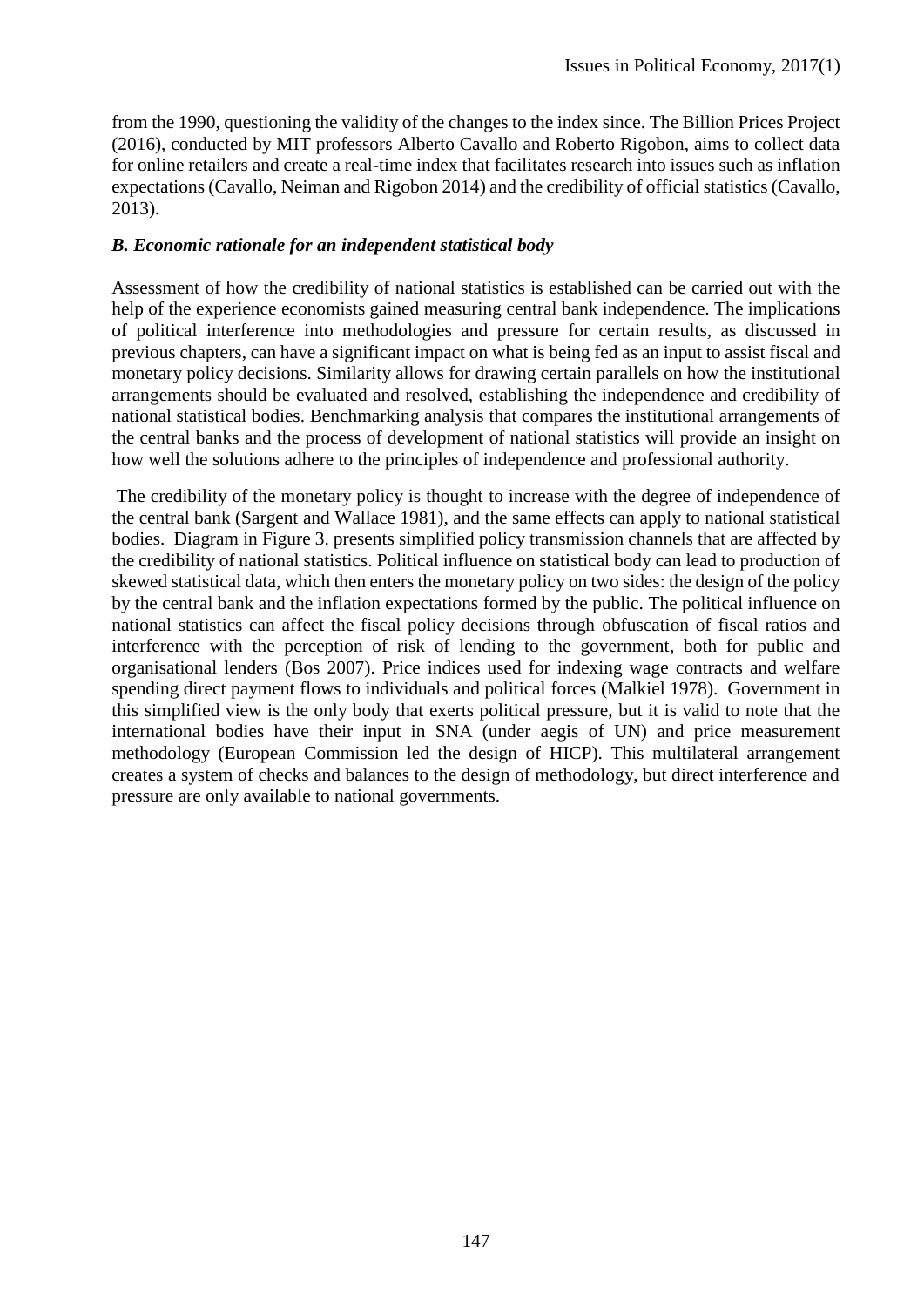from the 1990, questioning the validity of the changes to the index since. The Billion Prices Project (2016), conducted by MIT professors Alberto Cavallo and Roberto Rigobon, aims to collect data for online retailers and create a real-time index that facilitates research into issues such as inflation expectations (Cavallo, Neiman and Rigobon 2014) and the credibility of official statistics (Cavallo, 2013).

### *B. Economic rationale for an independent statistical body*

Assessment of how the credibility of national statistics is established can be carried out with the help of the experience economists gained measuring central bank independence. The implications of political interference into methodologies and pressure for certain results, as discussed in previous chapters, can have a significant impact on what is being fed as an input to assist fiscal and monetary policy decisions. Similarity allows for drawing certain parallels on how the institutional arrangements should be evaluated and resolved, establishing the independence and credibility of national statistical bodies. Benchmarking analysis that compares the institutional arrangements of the central banks and the process of development of national statistics will provide an insight on how well the solutions adhere to the principles of independence and professional authority.

The credibility of the monetary policy is thought to increase with the degree of independence of the central bank (Sargent and Wallace 1981), and the same effects can apply to national statistical bodies. Diagram in Figure 3. presents simplified policy transmission channels that are affected by the credibility of national statistics. Political influence on statistical body can lead to production of skewed statistical data, which then enters the monetary policy on two sides: the design of the policy by the central bank and the inflation expectations formed by the public. The political influence on national statistics can affect the fiscal policy decisions through obfuscation of fiscal ratios and interference with the perception of risk of lending to the government, both for public and organisational lenders (Bos 2007). Price indices used for indexing wage contracts and welfare spending direct payment flows to individuals and political forces (Malkiel 1978). Government in this simplified view is the only body that exerts political pressure, but it is valid to note that the international bodies have their input in SNA (under aegis of UN) and price measurement methodology (European Commission led the design of HICP). This multilateral arrangement creates a system of checks and balances to the design of methodology, but direct interference and pressure are only available to national governments.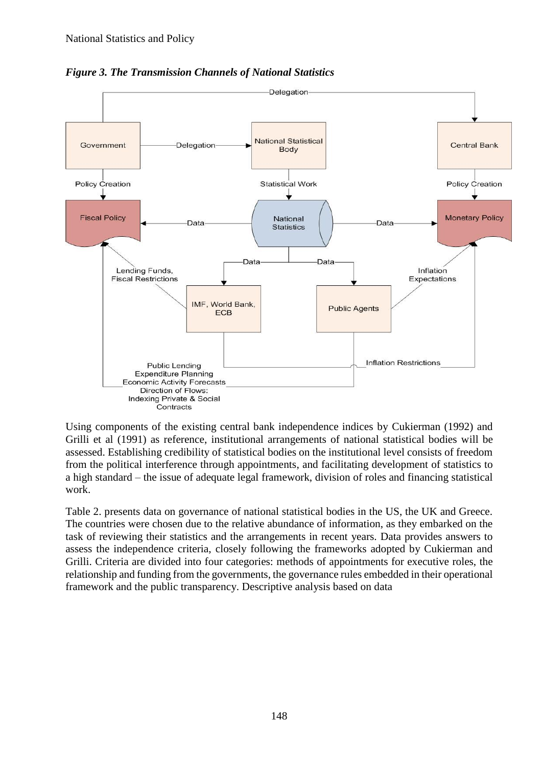*Figure 3. The Transmission Channels of National Statistics*

Using components of the existing central bank independence indices by Cukierman (1992) and Grilli et al (1991) as reference, institutional arrangements of national statistical bodies will be assessed. Establishing credibility of statistical bodies on the institutional level consists of freedom from the political interference through appointments, and facilitating development of statistics to a high standard – the issue of adequate legal framework, division of roles and financing statistical work.

Table 2. presents data on governance of national statistical bodies in the US, the UK and Greece. The countries were chosen due to the relative abundance of information, as they embarked on the task of reviewing their statistics and the arrangements in recent years. Data provides answers to assess the independence criteria, closely following the frameworks adopted by Cukierman and Grilli. Criteria are divided into four categories: methods of appointments for executive roles, the relationship and funding from the governments, the governance rules embedded in their operational framework and the public transparency. Descriptive analysis based on data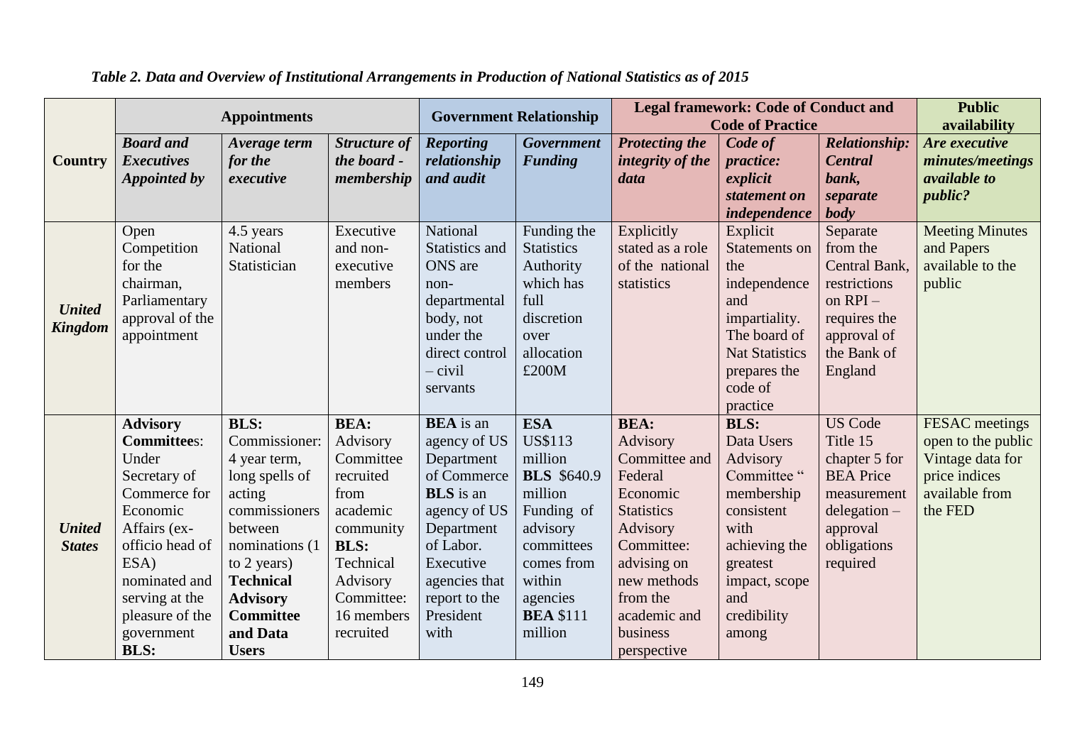*Table 2. Data and Overview of Institutional Arrangements in Production of National Statistics as of 2015*

| Country | Appointments | | | Government Relationship | | Legal framework: Code of Conduct and Code of Practice | | | Public availability |
|---|---|---|---|---|---|---|---|---|---|
| | ***Board and Executives Appointed by*** | ***Average term for the executive*** | ***Structure of the board - membership*** | ***Reporting relationship and audit*** | ***Government Funding*** | ***Protecting the integrity of the data*** | ***Code of practice: explicit statement on independence*** | ***Relationship: Central bank, separate body*** | ***Are executive minutes/meetings available to public?*** |
| ***United Kingdom*** | Open Competition for the chairman, Parliamentary approval of the appointment | 4.5 years National Statistician | Executive and non-executive members | National Statistics and ONS are non-departmental body, not under the direct control – civil servants | Funding the Statistics Authority which has full discretion over allocation £200M | Explicitly stated as a role of the national statistics | Explicit Statements on the independence and impartiality. The board of Nat Statistics prepares the code of practice | Separate from the Central Bank, restrictions on RPI – requires the approval of the Bank of England | Meeting Minutes and Papers available to the public |
| ***United States*** | **Advisory Committee**s: Under Secretary of Commerce for Economic Affairs (ex-officio head of ESA) nominated and serving at the pleasure of the government **BLS:** | **BLS:** Commissioner: 4 year term, long spells of acting commissioners between nominations (1 to 2 years) **Technical Advisory Committee and Data Users** | **BEA:** Advisory Committee recruited from academic community **BLS:** Technical Advisory Committee: 16 members recruited | **BEA** is an agency of US Department of Commerce **BLS** is an agency of US Department of Labor. Executive agencies that report to the President with | **ESA** US$113 million **BLS** $640.9 million Funding of advisory committees comes from within agencies **BEA** $111 million | **BEA:** Advisory Committee and Federal Economic Statistics Advisory Committee: advising on new methods from the academic and business perspective | **BLS:** Data Users Advisory Committee " membership consistent with achieving the greatest impact, scope and credibility among | US Code Title 15 chapter 5 for BEA Price measurement delegation – approval obligations required | FESAC meetings open to the public Vintage data for price indices available from the FED |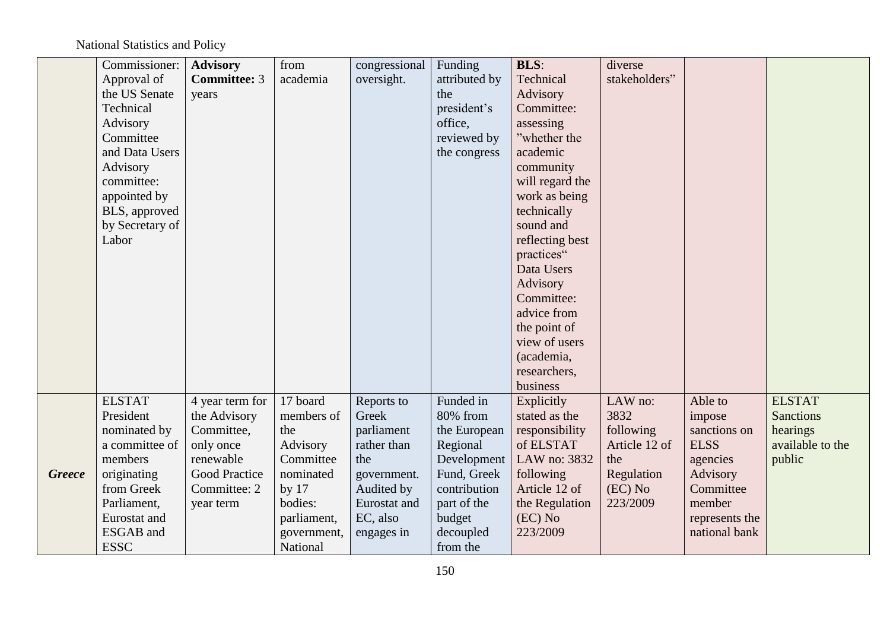| | | | | | | | | | |
|---|---|---|---|---|---|---|---|---|---|
| | Commissioner: Approval of the US Senate Technical Advisory Committee and Data Users Advisory committee: appointed by BLS, approved by Secretary of Labor | **Advisory Committee:** 3 years | from academia | congressional oversight. | Funding attributed by the president's office, reviewed by the congress | **BLS**: Technical Advisory Committee: assessing "whether the academic community will regard the work as being technically sound and reflecting best practices" Data Users Advisory Committee: advice from the point of view of users (academia, researchers, business | diverse stakeholders" | | |
| ***Greece*** | ELSTAT President nominated by a committee of members originating from Greek Parliament, Eurostat and ESGAB and ESSC | 4 year term for the Advisory Committee, only once renewable Good Practice Committee: 2 year term | 17 board members of the Advisory Committee nominated by 17 bodies: parliament, government, National | Reports to Greek parliament rather than the government. Audited by Eurostat and EC, also engages in | Funded in 80% from the European Regional Development Fund, Greek contribution part of the budget decoupled from the | Explicitly stated as the responsibility of ELSTAT LAW no: 3832 following Article 12 of the Regulation (EC) No 223/2009 | LAW no: 3832 following Article 12 of the Regulation (EC) No 223/2009 | Able to impose sanctions on ELSS agencies Advisory Committee member represents the national bank | ELSTAT Sanctions hearings available to the public |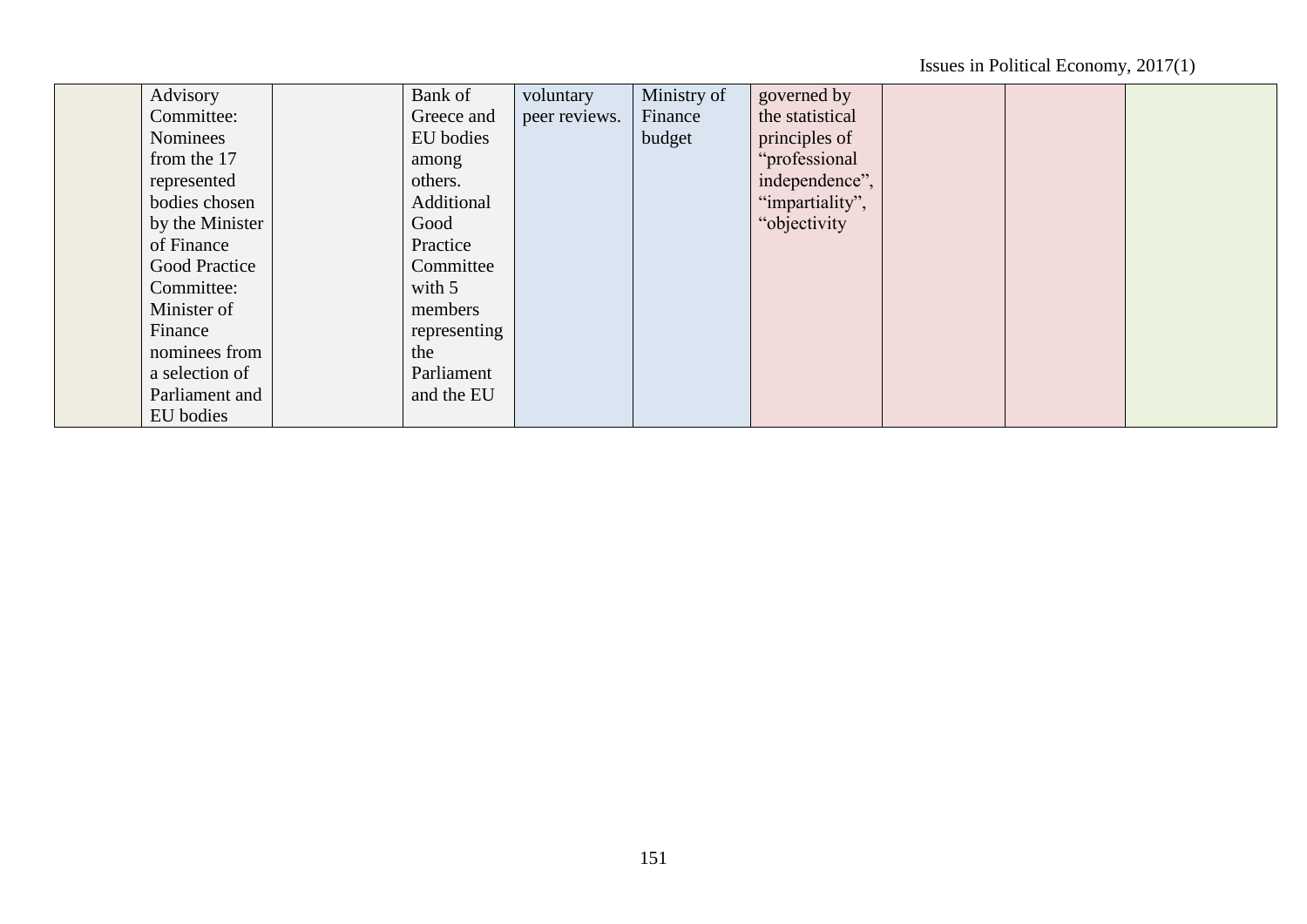| | | | | | | | | | |
|---|---|---|---|---|---|---|---|---|---|
| | Advisory Committee: Nominees from the 17 represented bodies chosen by the Minister of Finance Good Practice Committee: Minister of Finance nominees from a selection of Parliament and EU bodies | | Bank of Greece and EU bodies among others. Additional Good Practice Committee with 5 members representing the Parliament and the EU | voluntary peer reviews. | Ministry of Finance budget | governed by the statistical principles of "professional independence", "impartiality", "objectivity | | | |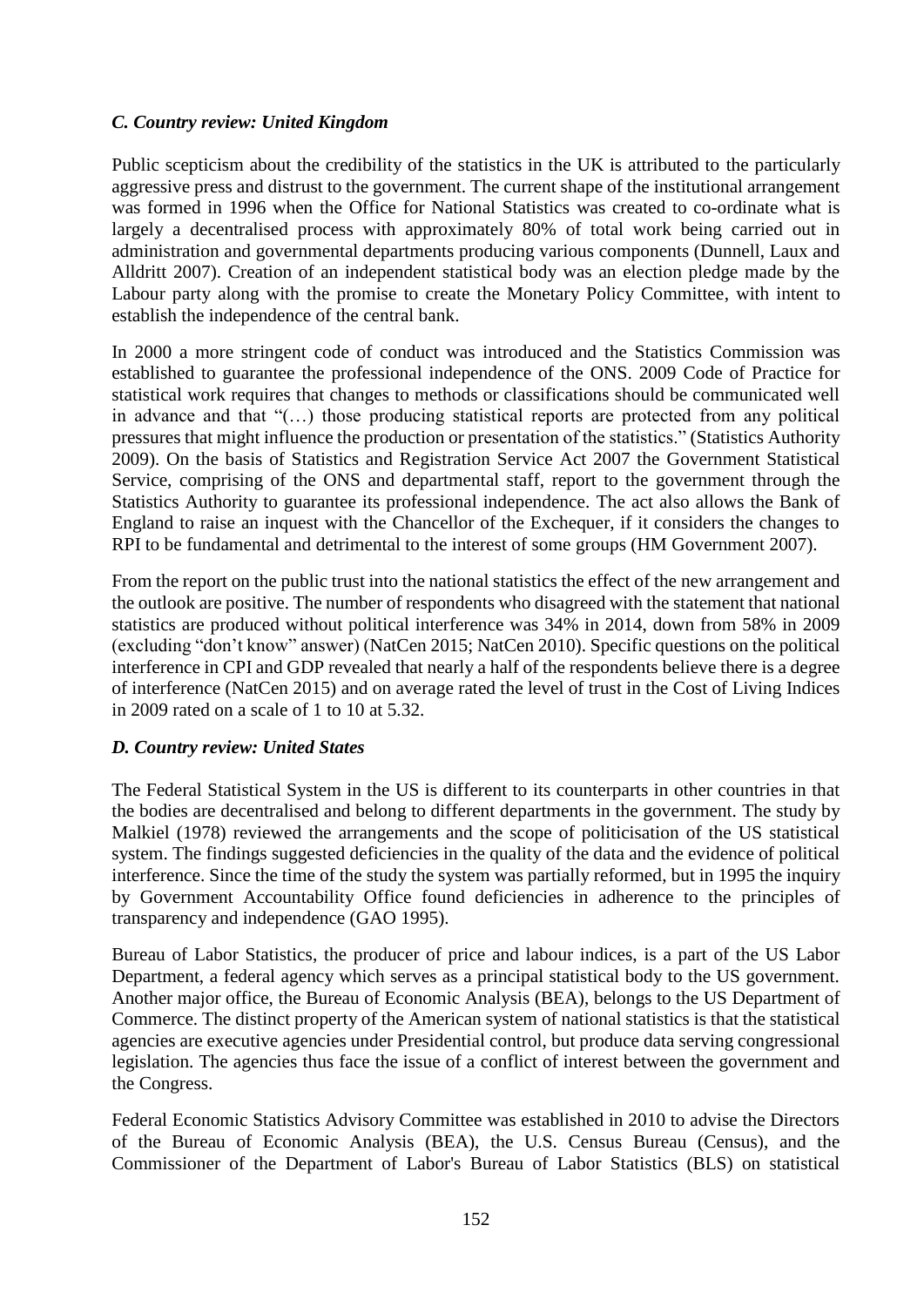### *C. Country review: United Kingdom*

Public scepticism about the credibility of the statistics in the UK is attributed to the particularly aggressive press and distrust to the government. The current shape of the institutional arrangement was formed in 1996 when the Office for National Statistics was created to co-ordinate what is largely a decentralised process with approximately 80% of total work being carried out in administration and governmental departments producing various components (Dunnell, Laux and Alldritt 2007). Creation of an independent statistical body was an election pledge made by the Labour party along with the promise to create the Monetary Policy Committee, with intent to establish the independence of the central bank.

In 2000 a more stringent code of conduct was introduced and the Statistics Commission was established to guarantee the professional independence of the ONS. 2009 Code of Practice for statistical work requires that changes to methods or classifications should be communicated well in advance and that "(…) those producing statistical reports are protected from any political pressures that might influence the production or presentation of the statistics." (Statistics Authority 2009). On the basis of Statistics and Registration Service Act 2007 the Government Statistical Service, comprising of the ONS and departmental staff, report to the government through the Statistics Authority to guarantee its professional independence. The act also allows the Bank of England to raise an inquest with the Chancellor of the Exchequer, if it considers the changes to RPI to be fundamental and detrimental to the interest of some groups (HM Government 2007).

From the report on the public trust into the national statistics the effect of the new arrangement and the outlook are positive. The number of respondents who disagreed with the statement that national statistics are produced without political interference was 34% in 2014, down from 58% in 2009 (excluding "don't know" answer) (NatCen 2015; NatCen 2010). Specific questions on the political interference in CPI and GDP revealed that nearly a half of the respondents believe there is a degree of interference (NatCen 2015) and on average rated the level of trust in the Cost of Living Indices in 2009 rated on a scale of 1 to 10 at 5.32.

### *D. Country review: United States*

The Federal Statistical System in the US is different to its counterparts in other countries in that the bodies are decentralised and belong to different departments in the government. The study by Malkiel (1978) reviewed the arrangements and the scope of politicisation of the US statistical system. The findings suggested deficiencies in the quality of the data and the evidence of political interference. Since the time of the study the system was partially reformed, but in 1995 the inquiry by Government Accountability Office found deficiencies in adherence to the principles of transparency and independence (GAO 1995).

Bureau of Labor Statistics, the producer of price and labour indices, is a part of the US Labor Department, a federal agency which serves as a principal statistical body to the US government. Another major office, the Bureau of Economic Analysis (BEA), belongs to the US Department of Commerce. The distinct property of the American system of national statistics is that the statistical agencies are executive agencies under Presidential control, but produce data serving congressional legislation. The agencies thus face the issue of a conflict of interest between the government and the Congress.

Federal Economic Statistics Advisory Committee was established in 2010 to advise the Directors of the Bureau of Economic Analysis (BEA), the U.S. Census Bureau (Census), and the Commissioner of the Department of Labor's Bureau of Labor Statistics (BLS) on statistical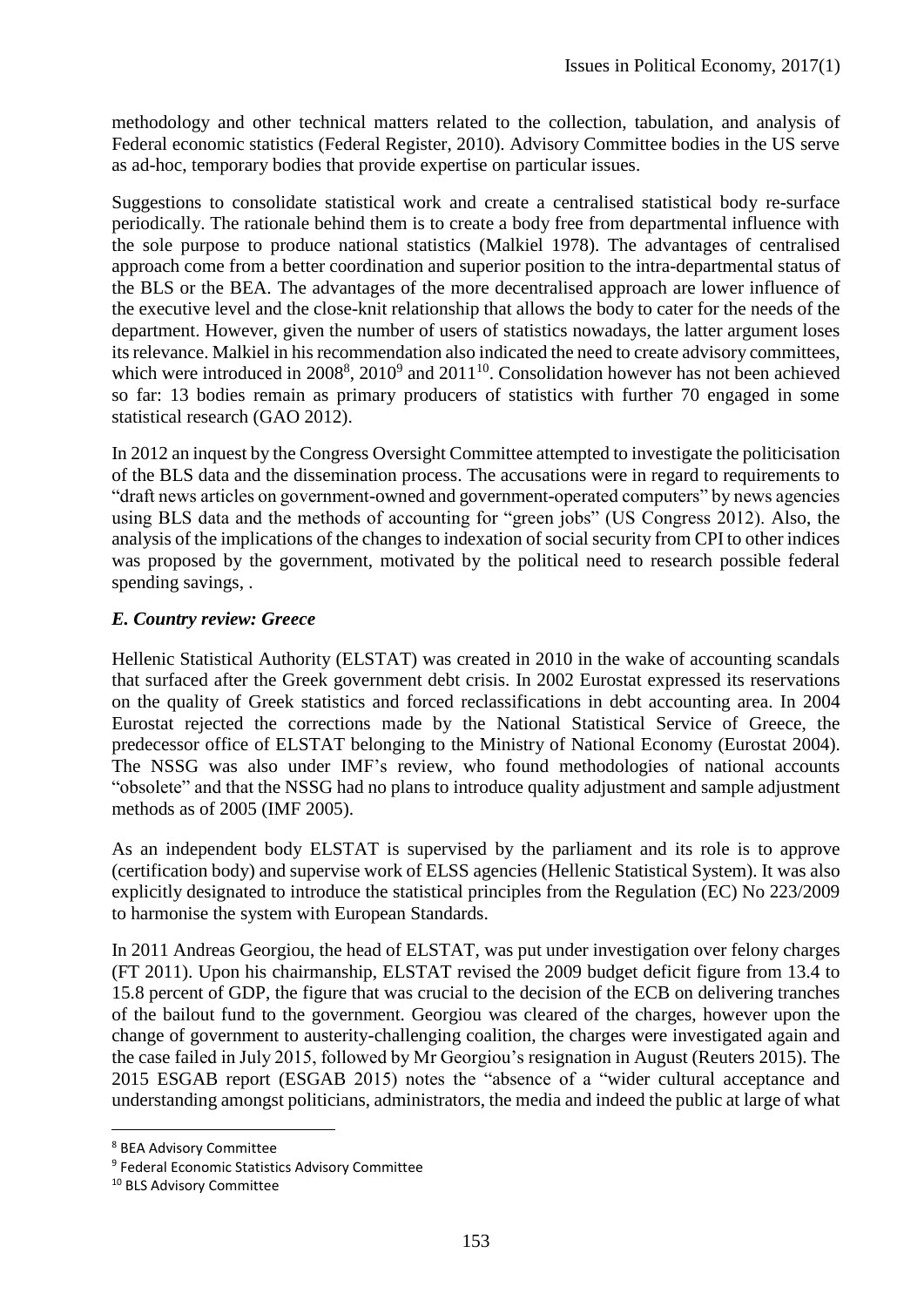methodology and other technical matters related to the collection, tabulation, and analysis of Federal economic statistics (Federal Register, 2010). Advisory Committee bodies in the US serve as ad-hoc, temporary bodies that provide expertise on particular issues.

Suggestions to consolidate statistical work and create a centralised statistical body re-surface periodically. The rationale behind them is to create a body free from departmental influence with the sole purpose to produce national statistics (Malkiel 1978). The advantages of centralised approach come from a better coordination and superior position to the intra-departmental status of the BLS or the BEA. The advantages of the more decentralised approach are lower influence of the executive level and the close-knit relationship that allows the body to cater for the needs of the department. However, given the number of users of statistics nowadays, the latter argument loses its relevance. Malkiel in his recommendation also indicated the need to create advisory committees, which were introduced in 2008[8], 2010[9] and 2011[10]. Consolidation however has not been achieved so far: 13 bodies remain as primary producers of statistics with further 70 engaged in some statistical research (GAO 2012).

In 2012 an inquest by the Congress Oversight Committee attempted to investigate the politicisation of the BLS data and the dissemination process. The accusations were in regard to requirements to "draft news articles on government-owned and government-operated computers" by news agencies using BLS data and the methods of accounting for "green jobs" (US Congress 2012). Also, the analysis of the implications of the changes to indexation of social security from CPI to other indices was proposed by the government, motivated by the political need to research possible federal spending savings, .

### *E. Country review: Greece*

Hellenic Statistical Authority (ELSTAT) was created in 2010 in the wake of accounting scandals that surfaced after the Greek government debt crisis. In 2002 Eurostat expressed its reservations on the quality of Greek statistics and forced reclassifications in debt accounting area. In 2004 Eurostat rejected the corrections made by the National Statistical Service of Greece, the predecessor office of ELSTAT belonging to the Ministry of National Economy (Eurostat 2004). The NSSG was also under IMF's review, who found methodologies of national accounts "obsolete" and that the NSSG had no plans to introduce quality adjustment and sample adjustment methods as of 2005 (IMF 2005).

As an independent body ELSTAT is supervised by the parliament and its role is to approve (certification body) and supervise work of ELSS agencies (Hellenic Statistical System). It was also explicitly designated to introduce the statistical principles from the Regulation (EC) No 223/2009 to harmonise the system with European Standards.

In 2011 Andreas Georgiou, the head of ELSTAT, was put under investigation over felony charges (FT 2011). Upon his chairmanship, ELSTAT revised the 2009 budget deficit figure from 13.4 to 15.8 percent of GDP, the figure that was crucial to the decision of the ECB on delivering tranches of the bailout fund to the government. Georgiou was cleared of the charges, however upon the change of government to austerity-challenging coalition, the charges were investigated again and the case failed in July 2015, followed by Mr Georgiou's resignation in August (Reuters 2015). The 2015 ESGAB report (ESGAB 2015) notes the "absence of a "wider cultural acceptance and understanding amongst politicians, administrators, the media and indeed the public at large of what

[8] BEA Advisory Committee

[9] Federal Economic Statistics Advisory Committee

[10] BLS Advisory Committee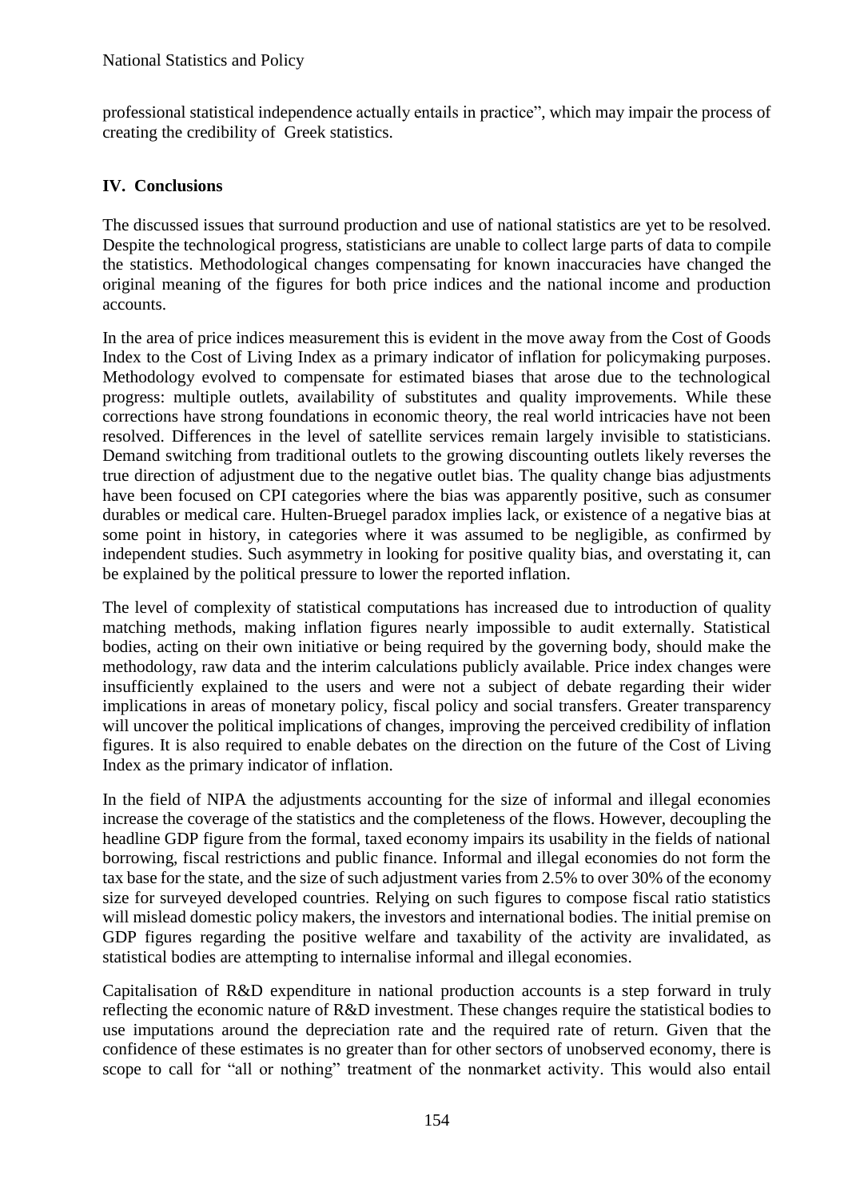professional statistical independence actually entails in practice", which may impair the process of creating the credibility of Greek statistics.

## IV. Conclusions

The discussed issues that surround production and use of national statistics are yet to be resolved. Despite the technological progress, statisticians are unable to collect large parts of data to compile the statistics. Methodological changes compensating for known inaccuracies have changed the original meaning of the figures for both price indices and the national income and production accounts.

In the area of price indices measurement this is evident in the move away from the Cost of Goods Index to the Cost of Living Index as a primary indicator of inflation for policymaking purposes. Methodology evolved to compensate for estimated biases that arose due to the technological progress: multiple outlets, availability of substitutes and quality improvements. While these corrections have strong foundations in economic theory, the real world intricacies have not been resolved. Differences in the level of satellite services remain largely invisible to statisticians. Demand switching from traditional outlets to the growing discounting outlets likely reverses the true direction of adjustment due to the negative outlet bias. The quality change bias adjustments have been focused on CPI categories where the bias was apparently positive, such as consumer durables or medical care. Hulten-Bruegel paradox implies lack, or existence of a negative bias at some point in history, in categories where it was assumed to be negligible, as confirmed by independent studies. Such asymmetry in looking for positive quality bias, and overstating it, can be explained by the political pressure to lower the reported inflation.

The level of complexity of statistical computations has increased due to introduction of quality matching methods, making inflation figures nearly impossible to audit externally. Statistical bodies, acting on their own initiative or being required by the governing body, should make the methodology, raw data and the interim calculations publicly available. Price index changes were insufficiently explained to the users and were not a subject of debate regarding their wider implications in areas of monetary policy, fiscal policy and social transfers. Greater transparency will uncover the political implications of changes, improving the perceived credibility of inflation figures. It is also required to enable debates on the direction on the future of the Cost of Living Index as the primary indicator of inflation.

In the field of NIPA the adjustments accounting for the size of informal and illegal economies increase the coverage of the statistics and the completeness of the flows. However, decoupling the headline GDP figure from the formal, taxed economy impairs its usability in the fields of national borrowing, fiscal restrictions and public finance. Informal and illegal economies do not form the tax base for the state, and the size of such adjustment varies from 2.5% to over 30% of the economy size for surveyed developed countries. Relying on such figures to compose fiscal ratio statistics will mislead domestic policy makers, the investors and international bodies. The initial premise on GDP figures regarding the positive welfare and taxability of the activity are invalidated, as statistical bodies are attempting to internalise informal and illegal economies.

Capitalisation of R&D expenditure in national production accounts is a step forward in truly reflecting the economic nature of R&D investment. These changes require the statistical bodies to use imputations around the depreciation rate and the required rate of return. Given that the confidence of these estimates is no greater than for other sectors of unobserved economy, there is scope to call for "all or nothing" treatment of the nonmarket activity. This would also entail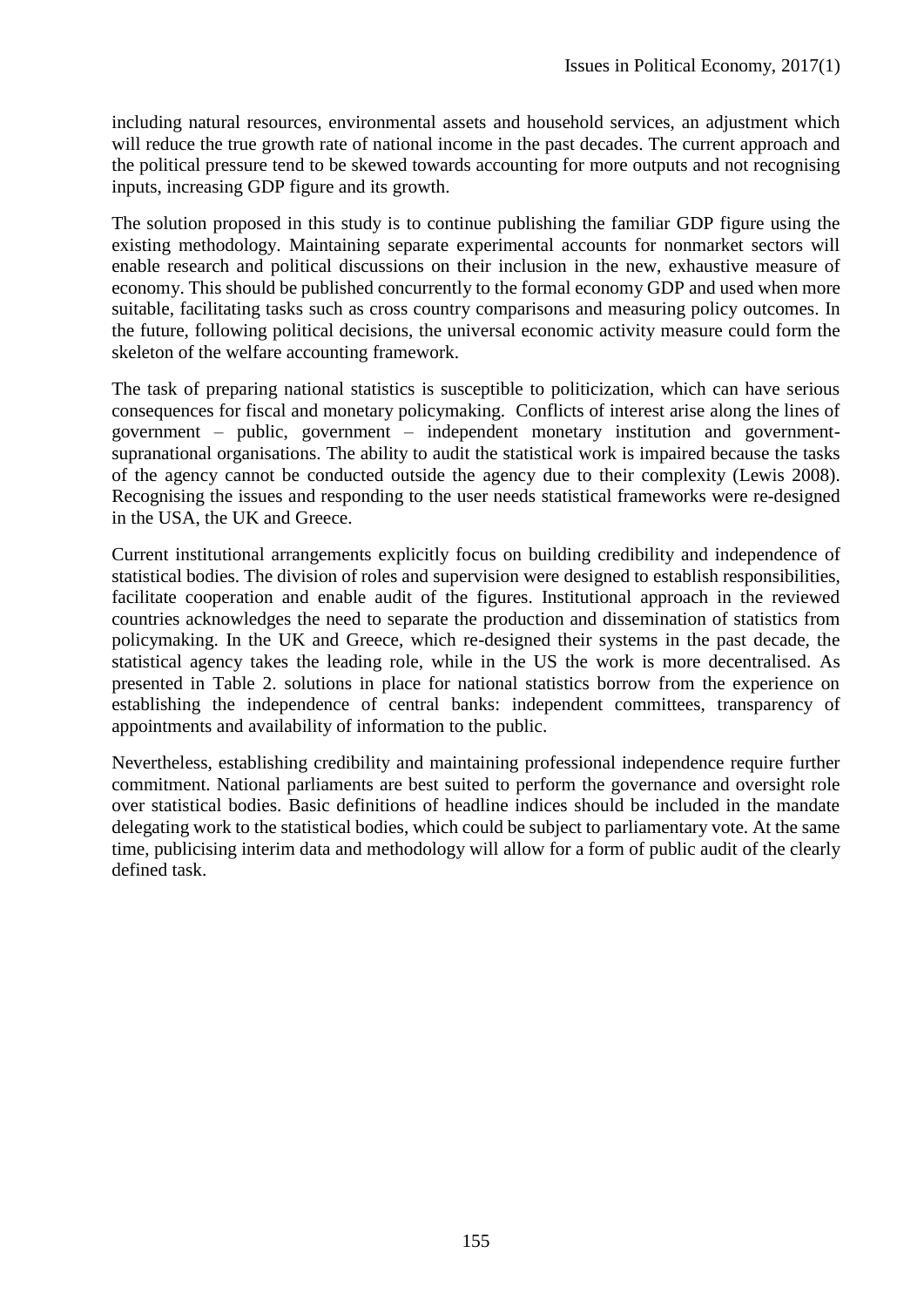including natural resources, environmental assets and household services, an adjustment which will reduce the true growth rate of national income in the past decades. The current approach and the political pressure tend to be skewed towards accounting for more outputs and not recognising inputs, increasing GDP figure and its growth.

The solution proposed in this study is to continue publishing the familiar GDP figure using the existing methodology. Maintaining separate experimental accounts for nonmarket sectors will enable research and political discussions on their inclusion in the new, exhaustive measure of economy. This should be published concurrently to the formal economy GDP and used when more suitable, facilitating tasks such as cross country comparisons and measuring policy outcomes. In the future, following political decisions, the universal economic activity measure could form the skeleton of the welfare accounting framework.

The task of preparing national statistics is susceptible to politicization, which can have serious consequences for fiscal and monetary policymaking. Conflicts of interest arise along the lines of government – public, government – independent monetary institution and government-supranational organisations. The ability to audit the statistical work is impaired because the tasks of the agency cannot be conducted outside the agency due to their complexity (Lewis 2008). Recognising the issues and responding to the user needs statistical frameworks were re-designed in the USA, the UK and Greece.

Current institutional arrangements explicitly focus on building credibility and independence of statistical bodies. The division of roles and supervision were designed to establish responsibilities, facilitate cooperation and enable audit of the figures. Institutional approach in the reviewed countries acknowledges the need to separate the production and dissemination of statistics from policymaking. In the UK and Greece, which re-designed their systems in the past decade, the statistical agency takes the leading role, while in the US the work is more decentralised. As presented in Table 2. solutions in place for national statistics borrow from the experience on establishing the independence of central banks: independent committees, transparency of appointments and availability of information to the public.

Nevertheless, establishing credibility and maintaining professional independence require further commitment. National parliaments are best suited to perform the governance and oversight role over statistical bodies. Basic definitions of headline indices should be included in the mandate delegating work to the statistical bodies, which could be subject to parliamentary vote. At the same time, publicising interim data and methodology will allow for a form of public audit of the clearly defined task.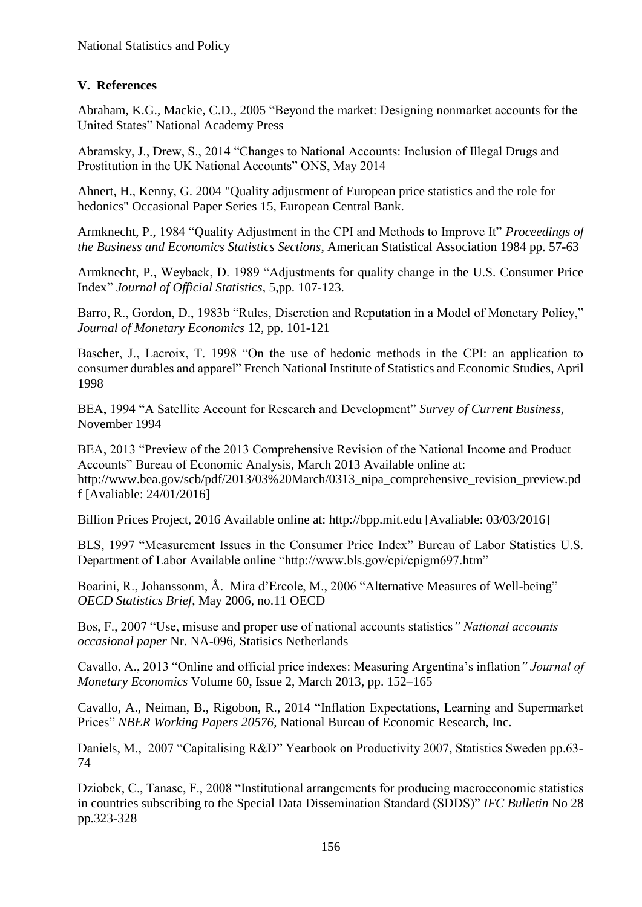## V. References

Abraham, K.G., Mackie, C.D., 2005 "Beyond the market: Designing nonmarket accounts for the United States" National Academy Press

Abramsky, J., Drew, S., 2014 "Changes to National Accounts: Inclusion of Illegal Drugs and Prostitution in the UK National Accounts" ONS, May 2014

Ahnert, H., Kenny, G. 2004 "Quality adjustment of European price statistics and the role for hedonics" Occasional Paper Series 15, European Central Bank.

Armknecht, P., 1984 "Quality Adjustment in the CPI and Methods to Improve It" *Proceedings of the Business and Economics Statistics Sections*, American Statistical Association 1984 pp. 57-63

Armknecht, P., Weyback, D. 1989 "Adjustments for quality change in the U.S. Consumer Price Index" *Journal of Official Statistics*, 5,pp. 107-123.

Barro, R., Gordon, D., 1983b "Rules, Discretion and Reputation in a Model of Monetary Policy," *Journal of Monetary Economics* 12, pp. 101-121

Bascher, J., Lacroix, T. 1998 "On the use of hedonic methods in the CPI: an application to consumer durables and apparel" French National Institute of Statistics and Economic Studies, April 1998

BEA, 1994 "A Satellite Account for Research and Development" *Survey of Current Business*, November 1994

BEA, 2013 "Preview of the 2013 Comprehensive Revision of the National Income and Product Accounts" Bureau of Economic Analysis, March 2013 Available online at: http://www.bea.gov/scb/pdf/2013/03%20March/0313_nipa_comprehensive_revision_preview.pdf [Avaliable: 24/01/2016]

Billion Prices Project, 2016 Available online at: http://bpp.mit.edu [Avaliable: 03/03/2016]

BLS, 1997 "Measurement Issues in the Consumer Price Index" Bureau of Labor Statistics U.S. Department of Labor Available online "http://www.bls.gov/cpi/cpigm697.htm"

Boarini, R., Johanssonm, Å. Mira d'Ercole, M., 2006 "Alternative Measures of Well-being" *OECD Statistics Brief*, May 2006, no.11 OECD

Bos, F., 2007 "Use, misuse and proper use of national accounts statistics*" National accounts occasional paper* Nr. NA-096, Statisics Netherlands

Cavallo, A., 2013 "Online and official price indexes: Measuring Argentina's inflation*" Journal of Monetary Economics* Volume 60, Issue 2, March 2013, pp. 152–165

Cavallo, A., Neiman, B., Rigobon, R., 2014 "Inflation Expectations, Learning and Supermarket Prices" *NBER Working Papers 20576*, National Bureau of Economic Research, Inc.

Daniels, M., 2007 "Capitalising R&D" Yearbook on Productivity 2007, Statistics Sweden pp.63-74

Dziobek, C., Tanase, F., 2008 "Institutional arrangements for producing macroeconomic statistics in countries subscribing to the Special Data Dissemination Standard (SDDS)" *IFC Bulletin* No 28 pp.323-328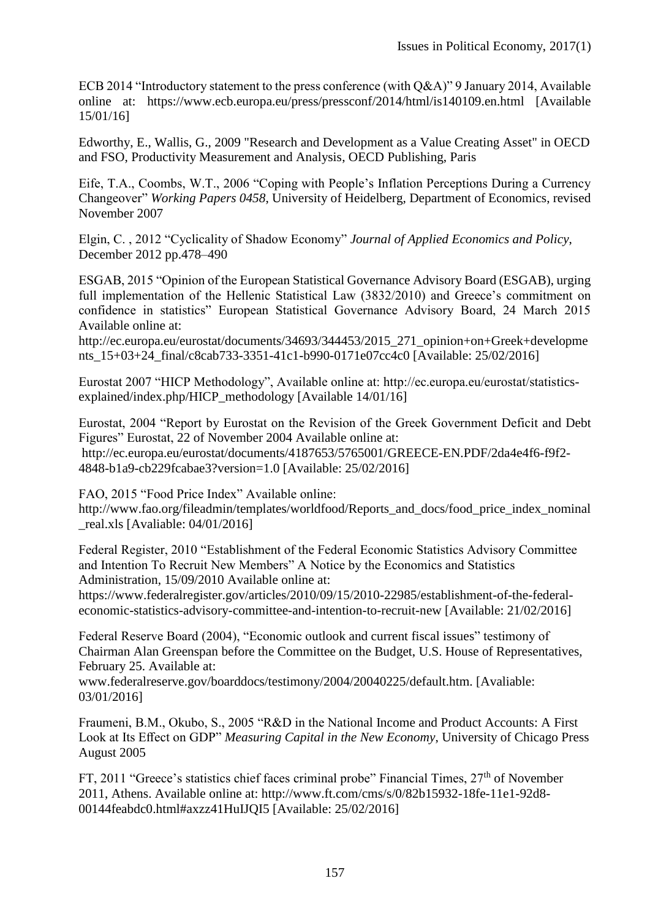ECB 2014 "Introductory statement to the press conference (with Q&A)" 9 January 2014, Available online at: https://www.ecb.europa.eu/press/pressconf/2014/html/is140109.en.html [Available 15/01/16]

Edworthy, E., Wallis, G., 2009 "Research and Development as a Value Creating Asset" in OECD and FSO, Productivity Measurement and Analysis, OECD Publishing, Paris

Eife, T.A., Coombs, W.T., 2006 "Coping with People's Inflation Perceptions During a Currency Changeover" *Working Papers 0458*, University of Heidelberg, Department of Economics, revised November 2007

Elgin, C. , 2012 "Cyclicality of Shadow Economy" *Journal of Applied Economics and Policy*, December 2012 pp.478–490

ESGAB, 2015 "Opinion of the European Statistical Governance Advisory Board (ESGAB), urging full implementation of the Hellenic Statistical Law (3832/2010) and Greece's commitment on confidence in statistics" European Statistical Governance Advisory Board, 24 March 2015 Available online at:
http://ec.europa.eu/eurostat/documents/34693/344453/2015_271_opinion+on+Greek+developments_15+03+24_final/c8cab733-3351-41c1-b990-0171e07cc4c0 [Available: 25/02/2016]

Eurostat 2007 "HICP Methodology", Available online at: http://ec.europa.eu/eurostat/statistics-explained/index.php/HICP_methodology [Available 14/01/16]

Eurostat, 2004 "Report by Eurostat on the Revision of the Greek Government Deficit and Debt Figures" Eurostat, 22 of November 2004 Available online at:
http://ec.europa.eu/eurostat/documents/4187653/5765001/GREECE-EN.PDF/2da4e4f6-f9f2-4848-b1a9-cb229fcabae3?version=1.0 [Available: 25/02/2016]

FAO, 2015 "Food Price Index" Available online:
http://www.fao.org/fileadmin/templates/worldfood/Reports_and_docs/food_price_index_nominal_real.xls [Avaliable: 04/01/2016]

Federal Register, 2010 "Establishment of the Federal Economic Statistics Advisory Committee and Intention To Recruit New Members" A Notice by the Economics and Statistics Administration, 15/09/2010 Available online at:
https://www.federalregister.gov/articles/2010/09/15/2010-22985/establishment-of-the-federal-economic-statistics-advisory-committee-and-intention-to-recruit-new [Available: 21/02/2016]

Federal Reserve Board (2004), "Economic outlook and current fiscal issues" testimony of Chairman Alan Greenspan before the Committee on the Budget, U.S. House of Representatives, February 25. Available at:
www.federalreserve.gov/boarddocs/testimony/2004/20040225/default.htm. [Avaliable: 03/01/2016]

Fraumeni, B.M., Okubo, S., 2005 "R&D in the National Income and Product Accounts: A First Look at Its Effect on GDP" *Measuring Capital in the New Economy*, University of Chicago Press August 2005

FT, 2011 "Greece's statistics chief faces criminal probe" Financial Times, 27th of November 2011, Athens. Available online at: http://www.ft.com/cms/s/0/82b15932-18fe-11e1-92d8-00144feabdc0.html#axzz41HuIJQI5 [Available: 25/02/2016]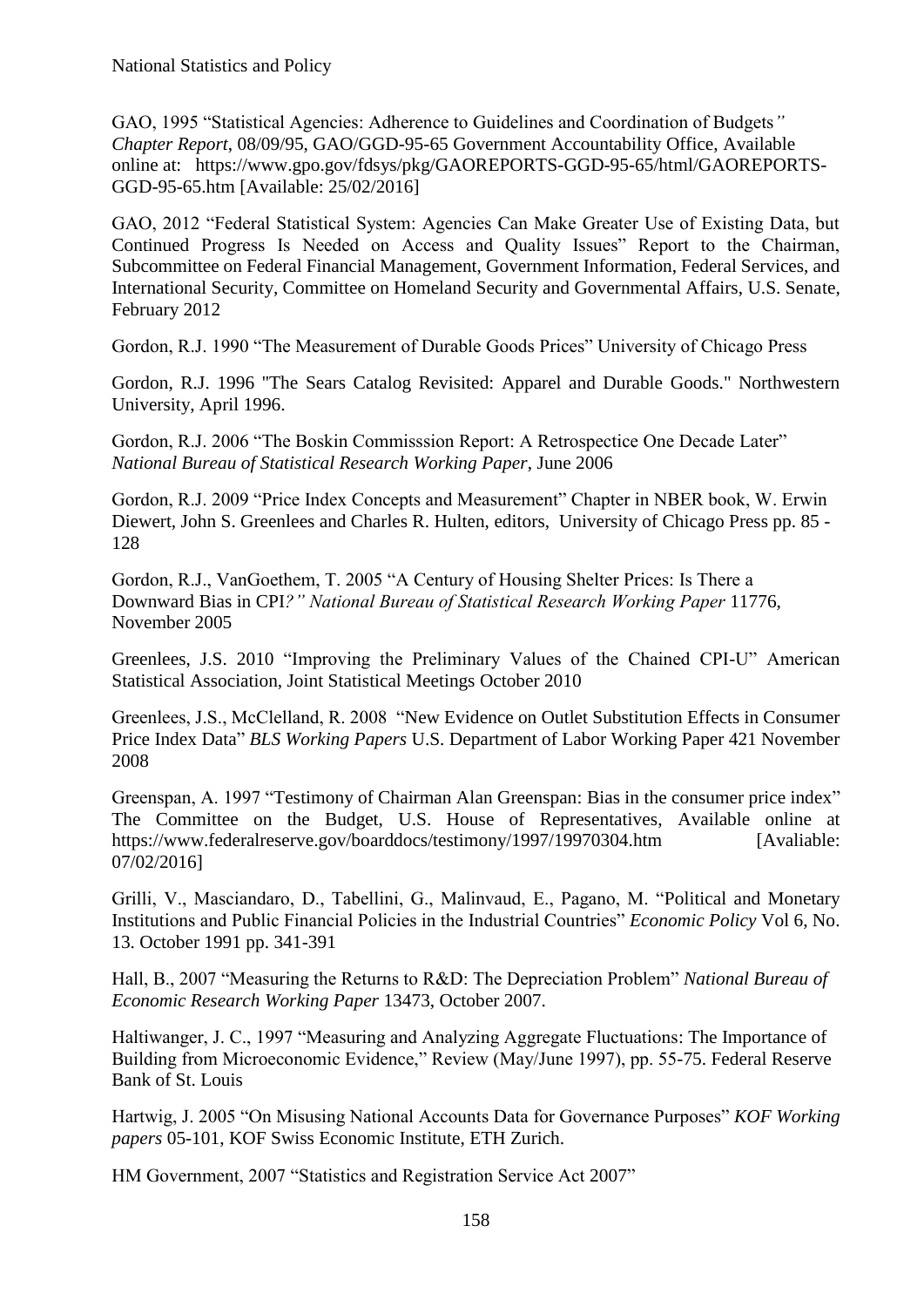GAO, 1995 “Statistical Agencies: Adherence to Guidelines and Coordination of Budgets*” Chapter Report*, 08/09/95, GAO/GGD-95-65 Government Accountability Office, Available online at: https://www.gpo.gov/fdsys/pkg/GAOREPORTS-GGD-95-65/html/GAOREPORTS-GGD-95-65.htm [Available: 25/02/2016]

GAO, 2012 “Federal Statistical System: Agencies Can Make Greater Use of Existing Data, but Continued Progress Is Needed on Access and Quality Issues” Report to the Chairman, Subcommittee on Federal Financial Management, Government Information, Federal Services, and International Security, Committee on Homeland Security and Governmental Affairs, U.S. Senate, February 2012

Gordon, R.J. 1990 “The Measurement of Durable Goods Prices” University of Chicago Press

Gordon, R.J. 1996 "The Sears Catalog Revisited: Apparel and Durable Goods." Northwestern University, April 1996.

Gordon, R.J. 2006 “The Boskin Commisssion Report: A Retrospectice One Decade Later” *National Bureau of Statistical Research Working Paper*, June 2006

Gordon, R.J. 2009 “Price Index Concepts and Measurement” Chapter in NBER book, W. Erwin Diewert, John S. Greenlees and Charles R. Hulten, editors, University of Chicago Press pp. 85 - 128

Gordon, R.J., VanGoethem, T. 2005 “A Century of Housing Shelter Prices: Is There a Downward Bias in CPI*?” National Bureau of Statistical Research Working Paper* 11776, November 2005

Greenlees, J.S. 2010 “Improving the Preliminary Values of the Chained CPI-U” American Statistical Association, Joint Statistical Meetings October 2010

Greenlees, J.S., McClelland, R. 2008 “New Evidence on Outlet Substitution Effects in Consumer Price Index Data” *BLS Working Papers* U.S. Department of Labor Working Paper 421 November 2008

Greenspan, A. 1997 “Testimony of Chairman Alan Greenspan: Bias in the consumer price index” The Committee on the Budget, U.S. House of Representatives, Available online at https://www.federalreserve.gov/boarddocs/testimony/1997/19970304.htm [Avaliable: 07/02/2016]

Grilli, V., Masciandaro, D., Tabellini, G., Malinvaud, E., Pagano, M. “Political and Monetary Institutions and Public Financial Policies in the Industrial Countries” *Economic Policy* Vol 6, No. 13. October 1991 pp. 341-391

Hall, B., 2007 “Measuring the Returns to R&D: The Depreciation Problem” *National Bureau of Economic Research Working Paper* 13473, October 2007.

Haltiwanger, J. C., 1997 “Measuring and Analyzing Aggregate Fluctuations: The Importance of Building from Microeconomic Evidence,” Review (May/June 1997), pp. 55-75. Federal Reserve Bank of St. Louis

Hartwig, J. 2005 “On Misusing National Accounts Data for Governance Purposes” *KOF Working papers* 05-101, KOF Swiss Economic Institute, ETH Zurich.

HM Government, 2007 “Statistics and Registration Service Act 2007”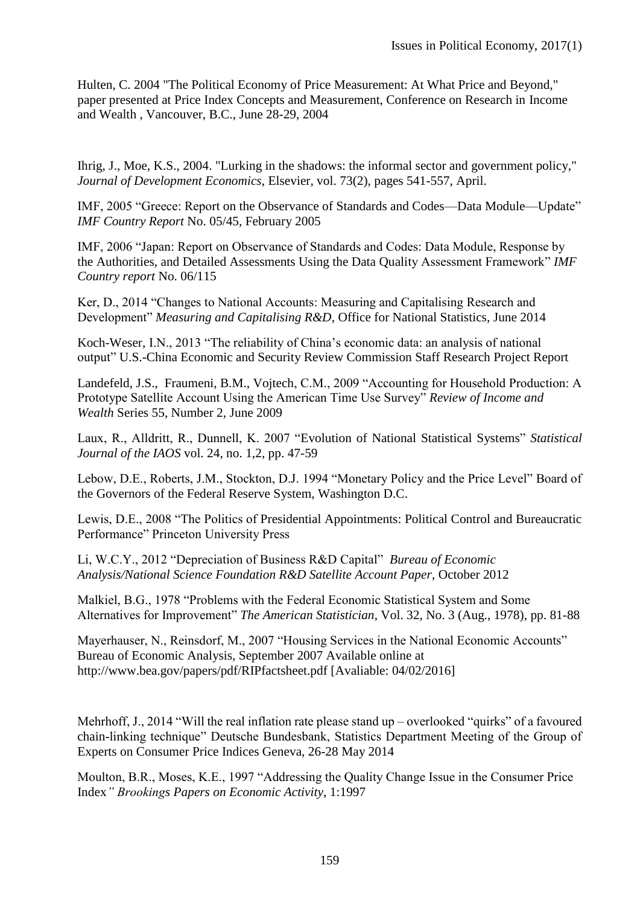Hulten, C. 2004 "The Political Economy of Price Measurement: At What Price and Beyond," paper presented at Price Index Concepts and Measurement, Conference on Research in Income and Wealth , Vancouver, B.C., June 28-29, 2004

Ihrig, J., Moe, K.S., 2004. "Lurking in the shadows: the informal sector and government policy," *Journal of Development Economics*, Elsevier, vol. 73(2), pages 541-557, April.

IMF, 2005 "Greece: Report on the Observance of Standards and Codes—Data Module—Update" *IMF Country Report* No. 05/45, February 2005

IMF, 2006 "Japan: Report on Observance of Standards and Codes: Data Module, Response by the Authorities, and Detailed Assessments Using the Data Quality Assessment Framework" *IMF Country report* No. 06/115

Ker, D., 2014 "Changes to National Accounts: Measuring and Capitalising Research and Development" *Measuring and Capitalising R&D*, Office for National Statistics, June 2014

Koch-Weser, I.N., 2013 "The reliability of China's economic data: an analysis of national output" U.S.-China Economic and Security Review Commission Staff Research Project Report

Landefeld, J.S., Fraumeni, B.M., Vojtech, C.M., 2009 "Accounting for Household Production: A Prototype Satellite Account Using the American Time Use Survey" *Review of Income and Wealth* Series 55, Number 2, June 2009

Laux, R., Alldritt, R., Dunnell, K. 2007 "Evolution of National Statistical Systems" *Statistical Journal of the IAOS* vol. 24, no. 1,2, pp. 47-59

Lebow, D.E., Roberts, J.M., Stockton, D.J. 1994 "Monetary Policy and the Price Level" Board of the Governors of the Federal Reserve System, Washington D.C.

Lewis, D.E., 2008 "The Politics of Presidential Appointments: Political Control and Bureaucratic Performance" Princeton University Press

Li, W.C.Y., 2012 "Depreciation of Business R&D Capital" *Bureau of Economic Analysis/National Science Foundation R&D Satellite Account Paper*, October 2012

Malkiel, B.G., 1978 "Problems with the Federal Economic Statistical System and Some Alternatives for Improvement" *The American Statistician*, Vol. 32, No. 3 (Aug., 1978), pp. 81-88

Mayerhauser, N., Reinsdorf, M., 2007 "Housing Services in the National Economic Accounts" Bureau of Economic Analysis, September 2007 Available online at http://www.bea.gov/papers/pdf/RIPfactsheet.pdf [Avaliable: 04/02/2016]

Mehrhoff, J., 2014 "Will the real inflation rate please stand up – overlooked "quirks" of a favoured chain-linking technique" Deutsche Bundesbank, Statistics Department Meeting of the Group of Experts on Consumer Price Indices Geneva, 26-28 May 2014

Moulton, B.R., Moses, K.E., 1997 "Addressing the Quality Change Issue in the Consumer Price Index*" Brookings Papers on Economic Activity*, 1:1997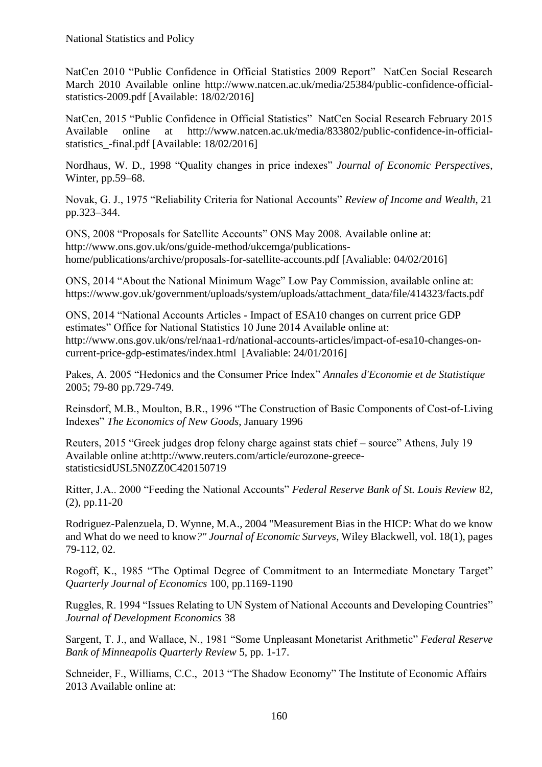NatCen 2010 "Public Confidence in Official Statistics 2009 Report" NatCen Social Research March 2010 Available online http://www.natcen.ac.uk/media/25384/public-confidence-official-statistics-2009.pdf [Available: 18/02/2016]

NatCen, 2015 "Public Confidence in Official Statistics" NatCen Social Research February 2015 Available online at http://www.natcen.ac.uk/media/833802/public-confidence-in-official-statistics_-final.pdf [Available: 18/02/2016]

Nordhaus, W. D., 1998 "Quality changes in price indexes" *Journal of Economic Perspectives*, Winter, pp.59–68.

Novak, G. J., 1975 "Reliability Criteria for National Accounts" *Review of Income and Wealth*, 21 pp.323–344.

ONS, 2008 "Proposals for Satellite Accounts" ONS May 2008. Available online at: http://www.ons.gov.uk/ons/guide-method/ukcemga/publications-home/publications/archive/proposals-for-satellite-accounts.pdf [Avaliable: 04/02/2016]

ONS, 2014 "About the National Minimum Wage" Low Pay Commission, available online at: https://www.gov.uk/government/uploads/system/uploads/attachment_data/file/414323/facts.pdf

ONS, 2014 "National Accounts Articles - Impact of ESA10 changes on current price GDP estimates" Office for National Statistics 10 June 2014 Available online at: http://www.ons.gov.uk/ons/rel/naa1-rd/national-accounts-articles/impact-of-esa10-changes-on-current-price-gdp-estimates/index.html [Avaliable: 24/01/2016]

Pakes, A. 2005 "Hedonics and the Consumer Price Index" *Annales d'Economie et de Statistique* 2005; 79-80 pp.729-749.

Reinsdorf, M.B., Moulton, B.R., 1996 "The Construction of Basic Components of Cost-of-Living Indexes" *The Economics of New Goods*, January 1996

Reuters, 2015 "Greek judges drop felony charge against stats chief – source" Athens, July 19 Available online at:http://www.reuters.com/article/eurozone-greece-statisticsidUSL5N0ZZ0C420150719

Ritter, J.A.. 2000 "Feeding the National Accounts" *Federal Reserve Bank of St. Louis Review* 82, (2), pp.11-20

Rodriguez-Palenzuela, D. Wynne, M.A., 2004 "Measurement Bias in the HICP: What do we know and What do we need to know*?" Journal of Economic Surveys*, Wiley Blackwell, vol. 18(1), pages 79-112, 02.

Rogoff, K., 1985 "The Optimal Degree of Commitment to an Intermediate Monetary Target" *Quarterly Journal of Economics* 100, pp.1169-1190

Ruggles, R. 1994 "Issues Relating to UN System of National Accounts and Developing Countries" *Journal of Development Economics* 38

Sargent, T. J., and Wallace, N., 1981 "Some Unpleasant Monetarist Arithmetic" *Federal Reserve Bank of Minneapolis Quarterly Review* 5, pp. 1-17.

Schneider, F., Williams, C.C., 2013 "The Shadow Economy" The Institute of Economic Affairs 2013 Available online at: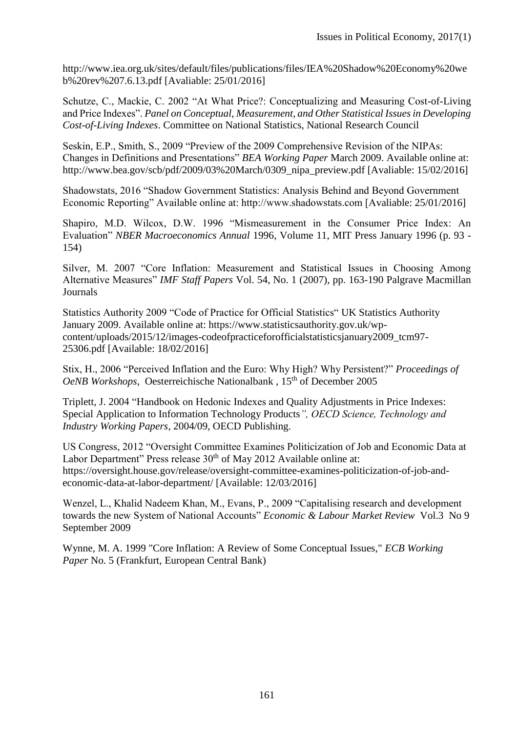http://www.iea.org.uk/sites/default/files/publications/files/IEA%20Shadow%20Economy%20web%20rev%207.6.13.pdf [Avaliable: 25/01/2016]

Schutze, C., Mackie, C. 2002 "At What Price?: Conceptualizing and Measuring Cost-of-Living and Price Indexes". *Panel on Conceptual, Measurement, and Other Statistical Issues in Developing Cost-of-Living Indexes*. Committee on National Statistics, National Research Council

Seskin, E.P., Smith, S., 2009 "Preview of the 2009 Comprehensive Revision of the NIPAs: Changes in Definitions and Presentations" *BEA Working Paper* March 2009. Available online at: http://www.bea.gov/scb/pdf/2009/03%20March/0309_nipa_preview.pdf [Avaliable: 15/02/2016]

Shadowstats, 2016 "Shadow Government Statistics: Analysis Behind and Beyond Government Economic Reporting" Available online at: http://www.shadowstats.com [Avaliable: 25/01/2016]

Shapiro, M.D. Wilcox, D.W. 1996 "Mismeasurement in the Consumer Price Index: An Evaluation" *NBER Macroeconomics Annual* 1996, Volume 11, MIT Press January 1996 (p. 93 - 154)

Silver, M. 2007 "Core Inflation: Measurement and Statistical Issues in Choosing Among Alternative Measures" *IMF Staff Papers* Vol. 54, No. 1 (2007), pp. 163-190 Palgrave Macmillan Journals

Statistics Authority 2009 "Code of Practice for Official Statistics" UK Statistics Authority January 2009. Available online at: https://www.statisticsauthority.gov.uk/wp-content/uploads/2015/12/images-codeofpracticeforofficialstatisticsjanuary2009_tcm97-25306.pdf [Available: 18/02/2016]

Stix, H., 2006 "Perceived Inflation and the Euro: Why High? Why Persistent?" *Proceedings of OeNB Workshops*, Oesterreichische Nationalbank , 15th of December 2005

Triplett, J. 2004 "Handbook on Hedonic Indexes and Quality Adjustments in Price Indexes: Special Application to Information Technology Products*", OECD Science, Technology and Industry Working Papers*, 2004/09, OECD Publishing.

US Congress, 2012 "Oversight Committee Examines Politicization of Job and Economic Data at Labor Department" Press release 30th of May 2012 Available online at: https://oversight.house.gov/release/oversight-committee-examines-politicization-of-job-and-economic-data-at-labor-department/ [Available: 12/03/2016]

Wenzel, L., Khalid Nadeem Khan, M., Evans, P., 2009 "Capitalising research and development towards the new System of National Accounts" *Economic & Labour Market Review* Vol.3 No 9 September 2009

Wynne, M. A. 1999 "Core Inflation: A Review of Some Conceptual Issues," *ECB Working Paper* No. 5 (Frankfurt, European Central Bank)